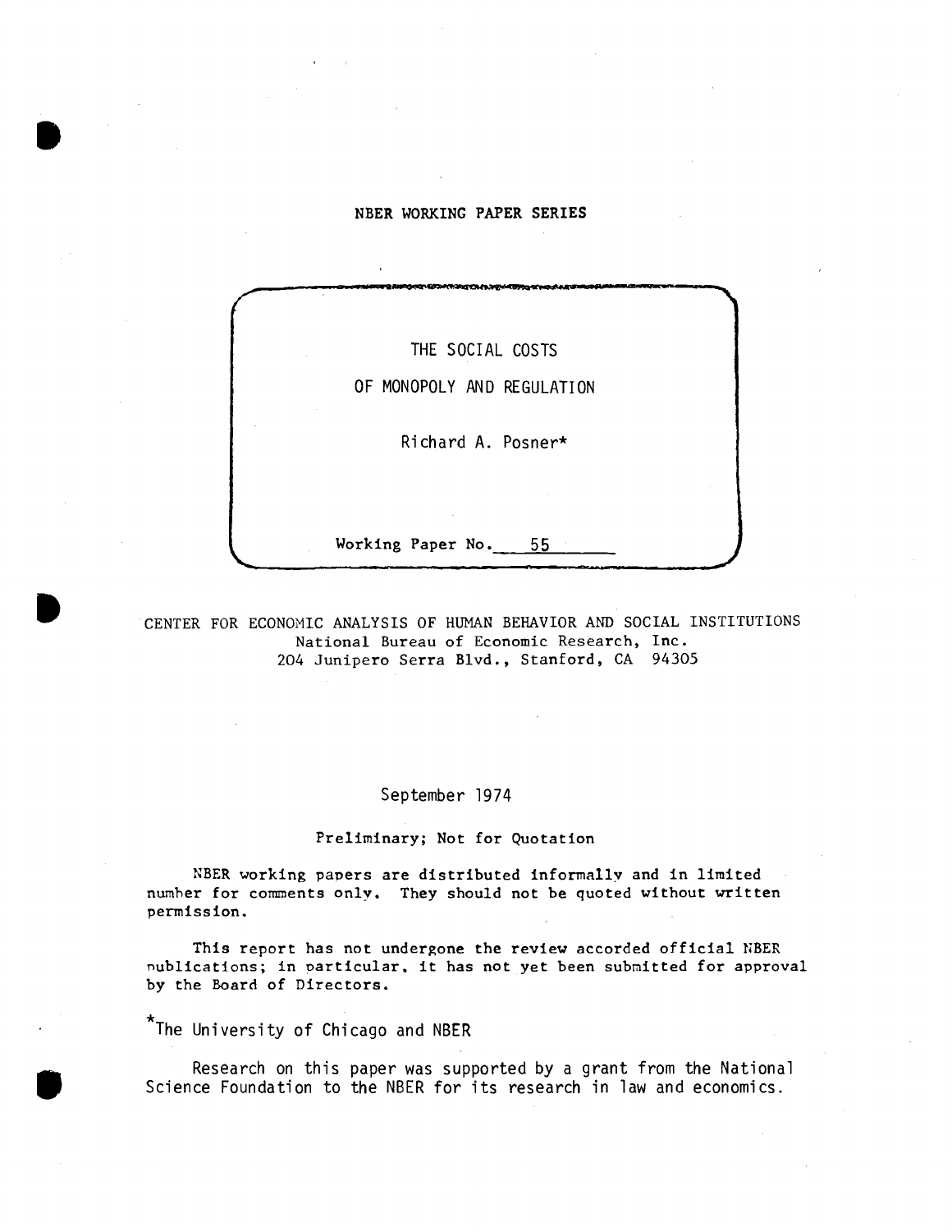NBER WORKING PAPER SERIES

# THE SOCIAL COSTS OF MONOPOLY AND REGULATION

Richard A. Posner*

Working Paper No. 55

CENTER FOR ECONOMIC ANALYSIS OF HUMAN BEHAVIOR AND SOCIAL INSTITUTIONS
National Bureau of Economic Research, Inc.
204 Junipero Serra Blvd., Stanford, CA 94305

September 1974

Preliminary; Not for Quotation

NBER working papers are distributed informally and in limited number for comments only. They should not be quoted without written permission.

This report has not undergone the review accorded official NBER publications; in particular, it has not yet been submitted for approval by the Board of Directors.

*The University of Chicago and NBER

Research on this paper was supported by a grant from the National Science Foundation to the NBER for its research in law and economics.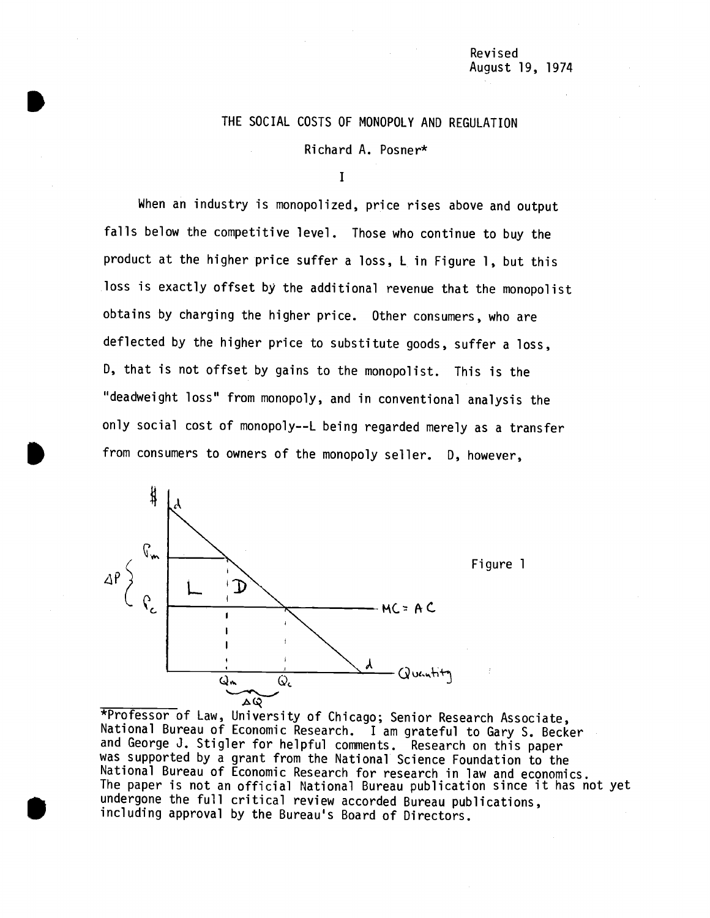Revised
August 19, 1974

# THE SOCIAL COSTS OF MONOPOLY AND REGULATION

Richard A. Posner*

## I

When an industry is monopolized, price rises above and output falls below the competitive level. Those who continue to buy the product at the higher price suffer a loss, L in Figure 1, but this loss is exactly offset by the additional revenue that the monopolist obtains by charging the higher price. Other consumers, who are deflected by the higher price to substitute goods, suffer a loss, D, that is not offset by gains to the monopolist. This is the "deadweight loss" from monopoly, and in conventional analysis the only social cost of monopoly--L being regarded merely as a transfer from consumers to owners of the monopoly seller. D, however,

Figure 1

---

*Professor of Law, University of Chicago; Senior Research Associate, National Bureau of Economic Research. I am grateful to Gary S. Becker and George J. Stigler for helpful comments. Research on this paper was supported by a grant from the National Science Foundation to the National Bureau of Economic Research for research in law and economics. The paper is not an official National Bureau publication since it has not yet undergone the full critical review accorded Bureau publications, including approval by the Bureau's Board of Directors.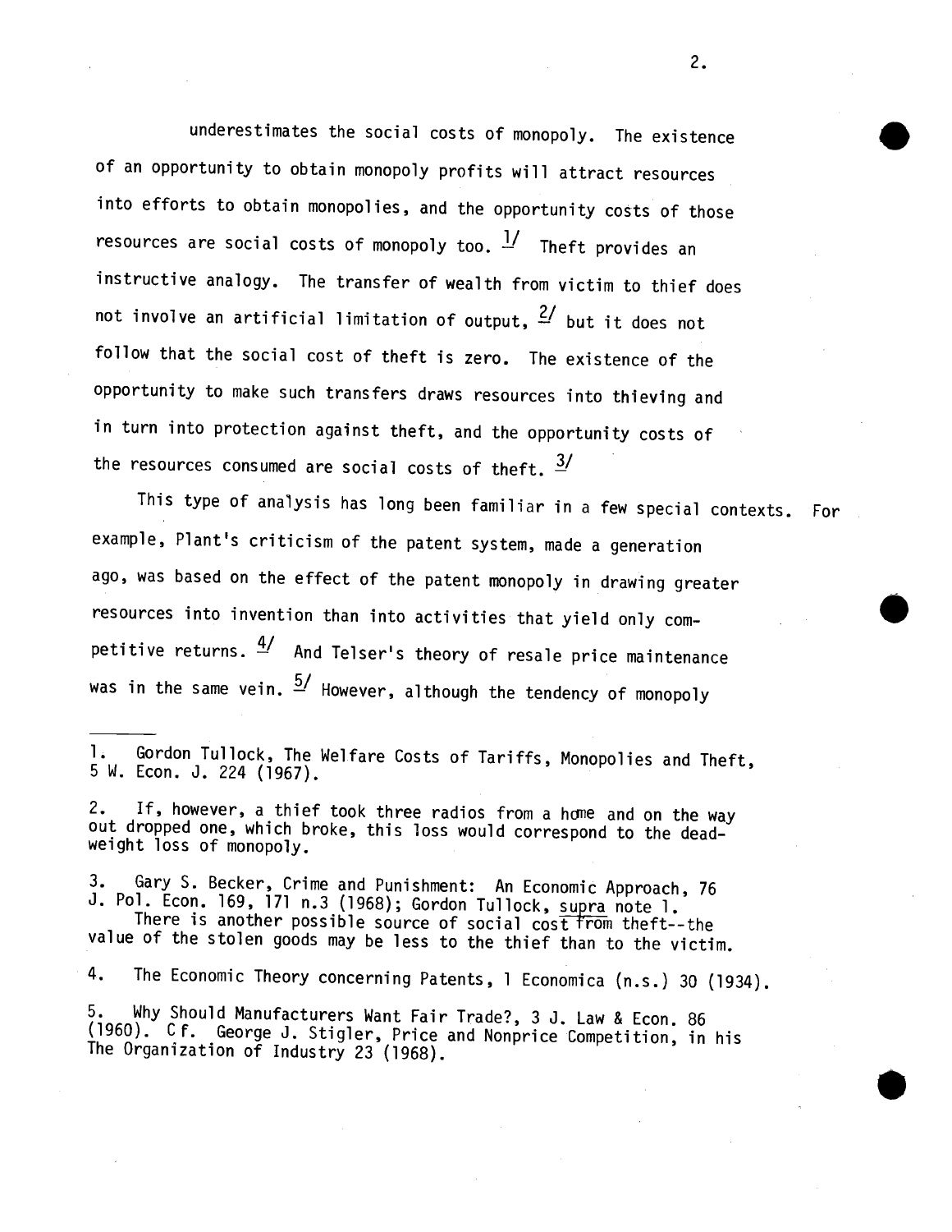underestimates the social costs of monopoly. The existence of an opportunity to obtain monopoly profits will attract resources into efforts to obtain monopolies, and the opportunity costs of those resources are social costs of monopoly too. [1] Theft provides an instructive analogy. The transfer of wealth from victim to thief does not involve an artificial limitation of output, [2] but it does not follow that the social cost of theft is zero. The existence of the opportunity to make such transfers draws resources into thieving and in turn into protection against theft, and the opportunity costs of the resources consumed are social costs of theft. [3]

This type of analysis has long been familiar in a few special contexts. For example, Plant's criticism of the patent system, made a generation ago, was based on the effect of the patent monopoly in drawing greater resources into invention than into activities that yield only competitive returns. [4] And Telser's theory of resale price maintenance was in the same vein. [5] However, although the tendency of monopoly

---

1. Gordon Tullock, The Welfare Costs of Tariffs, Monopolies and Theft, 5 W. Econ. J. 224 (1967).

2. If, however, a thief took three radios from a home and on the way out dropped one, which broke, this loss would correspond to the deadweight loss of monopoly.

3. Gary S. Becker, Crime and Punishment: An Economic Approach, 76 J. Pol. Econ. 169, 171 n.3 (1968); Gordon Tullock, _supra_ note 1.
   There is another possible source of social cost from theft--the value of the stolen goods may be less to the thief than to the victim.

4. The Economic Theory concerning Patents, 1 Economica (n.s.) 30 (1934).

5. Why Should Manufacturers Want Fair Trade?, 3 J. Law & Econ. 86 (1960). Cf. George J. Stigler, Price and Nonprice Competition, in his The Organization of Industry 23 (1968).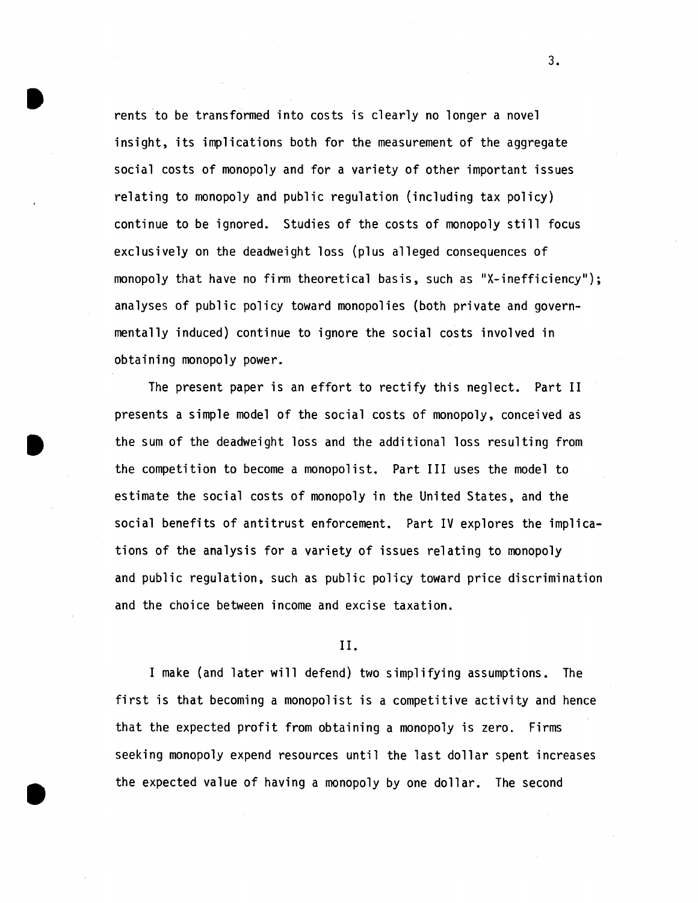rents to be transformed into costs is clearly no longer a novel insight, its implications both for the measurement of the aggregate social costs of monopoly and for a variety of other important issues relating to monopoly and public regulation (including tax policy) continue to be ignored. Studies of the costs of monopoly still focus exclusively on the deadweight loss (plus alleged consequences of monopoly that have no firm theoretical basis, such as "X-inefficiency"); analyses of public policy toward monopolies (both private and governmentally induced) continue to ignore the social costs involved in obtaining monopoly power.

The present paper is an effort to rectify this neglect. Part II presents a simple model of the social costs of monopoly, conceived as the sum of the deadweight loss and the additional loss resulting from the competition to become a monopolist. Part III uses the model to estimate the social costs of monopoly in the United States, and the social benefits of antitrust enforcement. Part IV explores the implications of the analysis for a variety of issues relating to monopoly and public regulation, such as public policy toward price discrimination and the choice between income and excise taxation.

## II.

I make (and later will defend) two simplifying assumptions. The first is that becoming a monopolist is a competitive activity and hence that the expected profit from obtaining a monopoly is zero. Firms seeking monopoly expend resources until the last dollar spent increases the expected value of having a monopoly by one dollar. The second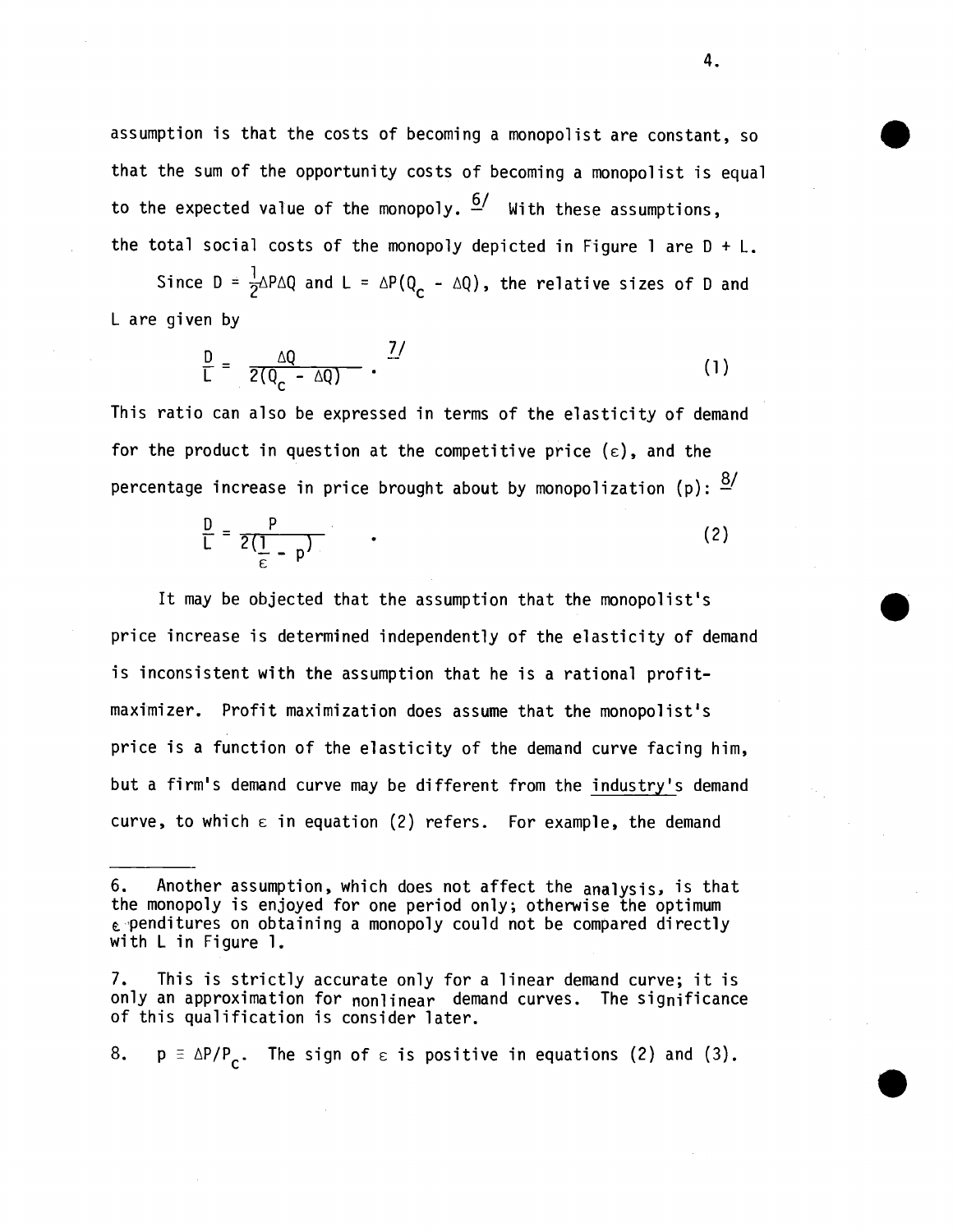assumption is that the costs of becoming a monopolist are constant, so that the sum of the opportunity costs of becoming a monopolist is equal to the expected value of the monopoly. [6] With these assumptions, the total social costs of the monopoly depicted in Figure 1 are D + L.

Since $D = \frac{1}{2}\Delta P \Delta Q$ and $L = \Delta P(Q_c - \Delta Q)$, the relative sizes of D and L are given by

$$\frac{D}{L} = \frac{\Delta Q}{2(Q_c - \Delta Q)} . \quad (1)$$

[7]

This ratio can also be expressed in terms of the elasticity of demand for the product in question at the competitive price ($\varepsilon$), and the percentage increase in price brought about by monopolization (p): [8]

$$\frac{D}{L} = \frac{p}{2(\frac{1}{\varepsilon} - p)} . \quad (2)$$

It may be objected that the assumption that the monopolist's price increase is determined independently of the elasticity of demand is inconsistent with the assumption that he is a rational profit-maximizer. Profit maximization does assume that the monopolist's price is a function of the elasticity of the demand curve facing him, but a firm's demand curve may be different from the <u>industry's</u> demand curve, to which $\varepsilon$ in equation (2) refers. For example, the demand

---

6. Another assumption, which does not affect the analysis, is that the monopoly is enjoyed for one period only; otherwise the optimum expenditures on obtaining a monopoly could not be compared directly with L in Figure 1.

7. This is strictly accurate only for a linear demand curve; it is only an approximation for nonlinear demand curves. The significance of this qualification is consider later.

8. $p \equiv \Delta P/P_c$. The sign of $\varepsilon$ is positive in equations (2) and (3).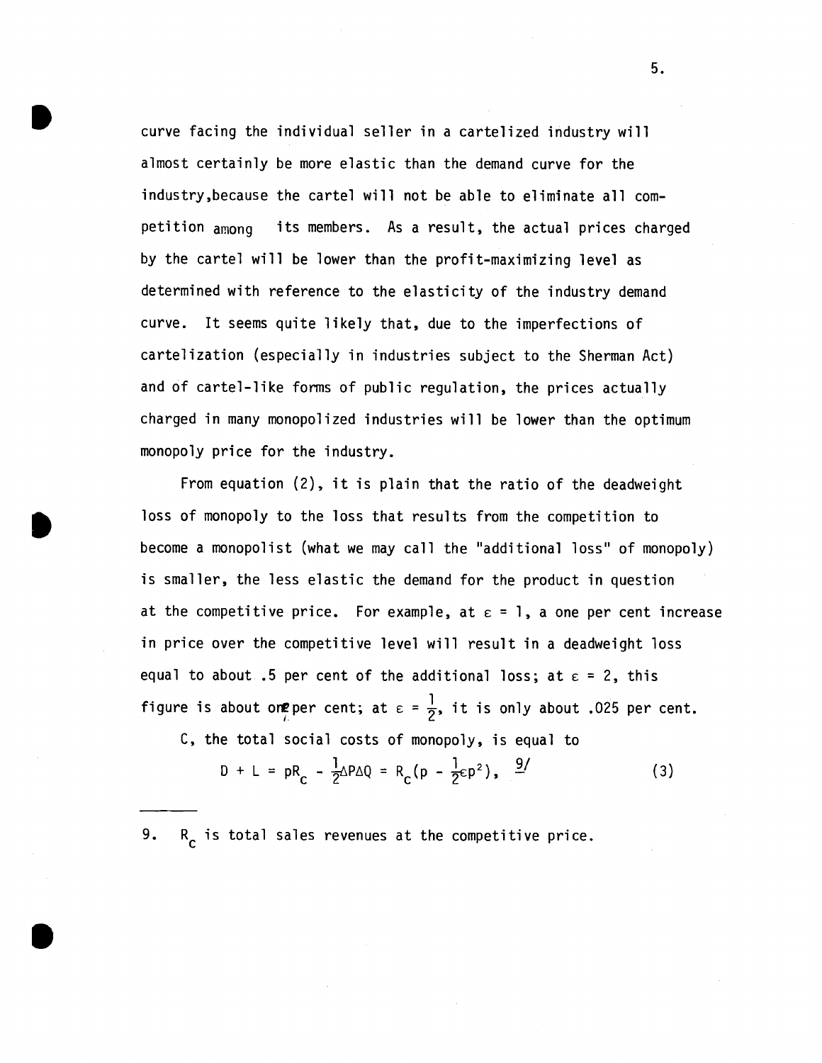curve facing the individual seller in a cartelized industry will almost certainly be more elastic than the demand curve for the industry, because the cartel will not be able to eliminate all competition among its members. As a result, the actual prices charged by the cartel will be lower than the profit-maximizing level as determined with reference to the elasticity of the industry demand curve. It seems quite likely that, due to the imperfections of cartelization (especially in industries subject to the Sherman Act) and of cartel-like forms of public regulation, the prices actually charged in many monopolized industries will be lower than the optimum monopoly price for the industry.

From equation (2), it is plain that the ratio of the deadweight loss of monopoly to the loss that results from the competition to become a monopolist (what we may call the "additional loss" of monopoly) is smaller, the less elastic the demand for the product in question at the competitive price. For example, at $\varepsilon = 1$, a one per cent increase in price over the competitive level will result in a deadweight loss equal to about .5 per cent of the additional loss; at $\varepsilon = 2$, this figure is about one per cent; at $\varepsilon = \frac{1}{2}$, it is only about .025 per cent.

C, the total social costs of monopoly, is equal to

$$D + L = pR_c - \frac{1}{2}\Delta P\Delta Q = R_c(p - \frac{1}{2}\varepsilon p^2), \quad \text{[9]} \qquad (3)$$

---

9. $R_c$ is total sales revenues at the competitive price.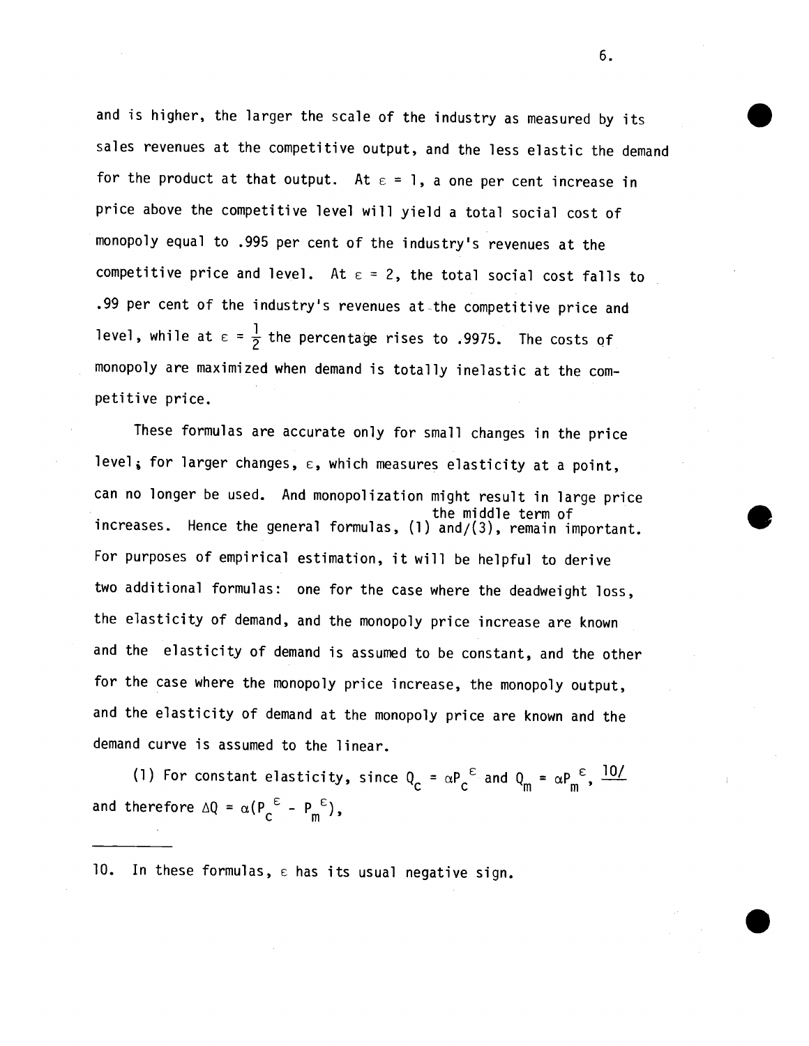and is higher, the larger the scale of the industry as measured by its sales revenues at the competitive output, and the less elastic the demand for the product at that output. At $\varepsilon = 1$, a one per cent increase in price above the competitive level will yield a total social cost of monopoly equal to .995 per cent of the industry's revenues at the competitive price and level. At $\varepsilon = 2$, the total social cost falls to .99 per cent of the industry's revenues at the competitive price and level, while at $\varepsilon = \frac{1}{2}$ the percentage rises to .9975. The costs of monopoly are maximized when demand is totally inelastic at the competitive price.

These formulas are accurate only for small changes in the price level; for larger changes, $\varepsilon$, which measures elasticity at a point, can no longer be used. And monopolization might result in large price increases. Hence the general formulas, (1) and/the middle term of (3), remain important. For purposes of empirical estimation, it will be helpful to derive two additional formulas: one for the case where the deadweight loss, the elasticity of demand, and the monopoly price increase are known and the elasticity of demand is assumed to be constant, and the other for the case where the monopoly price increase, the monopoly output, and the elasticity of demand at the monopoly price are known and the demand curve is assumed to the linear.

(1) For constant elasticity, since $Q_c = \alpha P_c^{\varepsilon}$ and $Q_m = \alpha P_m^{\varepsilon}$, 10/ and therefore $\Delta Q = \alpha(P_c^{\varepsilon} - P_m^{\varepsilon})$,

---

10. In these formulas, $\varepsilon$ has its usual negative sign.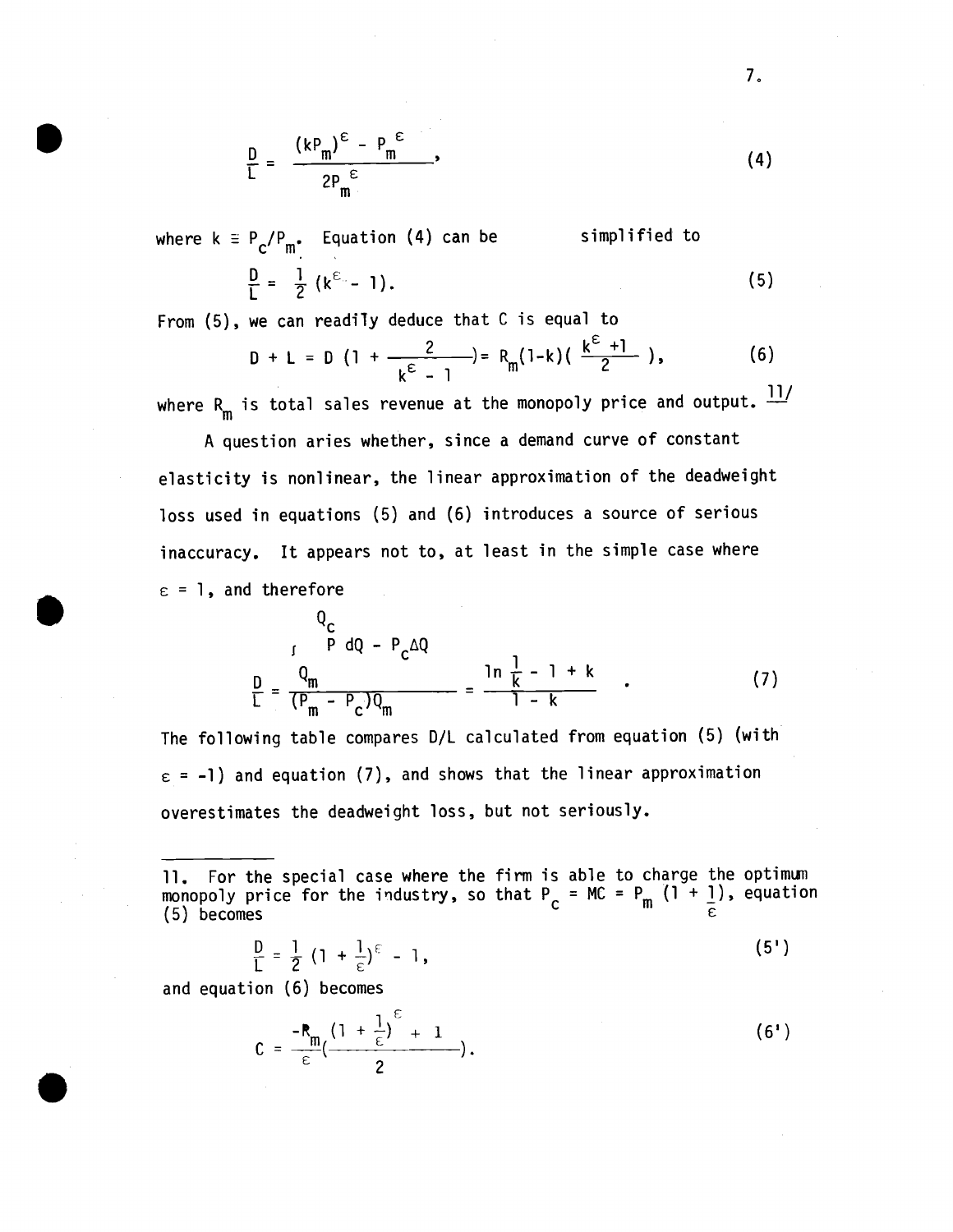$$\frac{D}{L} = \frac{(kP_m)^\varepsilon - P_m^{\ \varepsilon}}{2P_m^{\ \varepsilon}}, \tag{4}$$

where $k \equiv P_c/P_m$. Equation (4) can be simplified to

$$\frac{D}{L} = \frac{1}{2}(k^\varepsilon - 1). \tag{5}$$

From (5), we can readily deduce that C is equal to

$$D + L = D\left(1 + \frac{2}{k^\varepsilon - 1}\right) = R_m(1-k)\left(\frac{k^\varepsilon + 1}{2}\right), \tag{6}$$

where $R_m$ is total sales revenue at the monopoly price and output.[11]

A question aries whether, since a demand curve of constant elasticity is nonlinear, the linear approximation of the deadweight loss used in equations (5) and (6) introduces a source of serious inaccuracy. It appears not to, at least in the simple case where $\varepsilon = 1$, and therefore

$$\frac{D}{L} = \frac{\int_{Q_m}^{Q_c} P\,dQ - P_c\Delta Q}{(P_m - P_c)Q_m} = \frac{\ln\frac{1}{k} - 1 + k}{1 - k}. \tag{7}$$

The following table compares D/L calculated from equation (5) (with $\varepsilon = -1$) and equation (7), and shows that the linear approximation overestimates the deadweight loss, but not seriously.

---

11. For the special case where the firm is able to charge the optimum monopoly price for the industry, so that $P_c = MC = P_m\left(1 + \frac{1}{\varepsilon}\right)$, equation (5) becomes

$$\frac{D}{L} = \frac{1}{2}\left(1 + \frac{1}{\varepsilon}\right)^\varepsilon - 1, \tag{5'}$$

and equation (6) becomes

$$C = \frac{-R_m}{\varepsilon}\left(\frac{\left(1 + \frac{1}{\varepsilon}\right)^\varepsilon + 1}{2}\right). \tag{6'}$$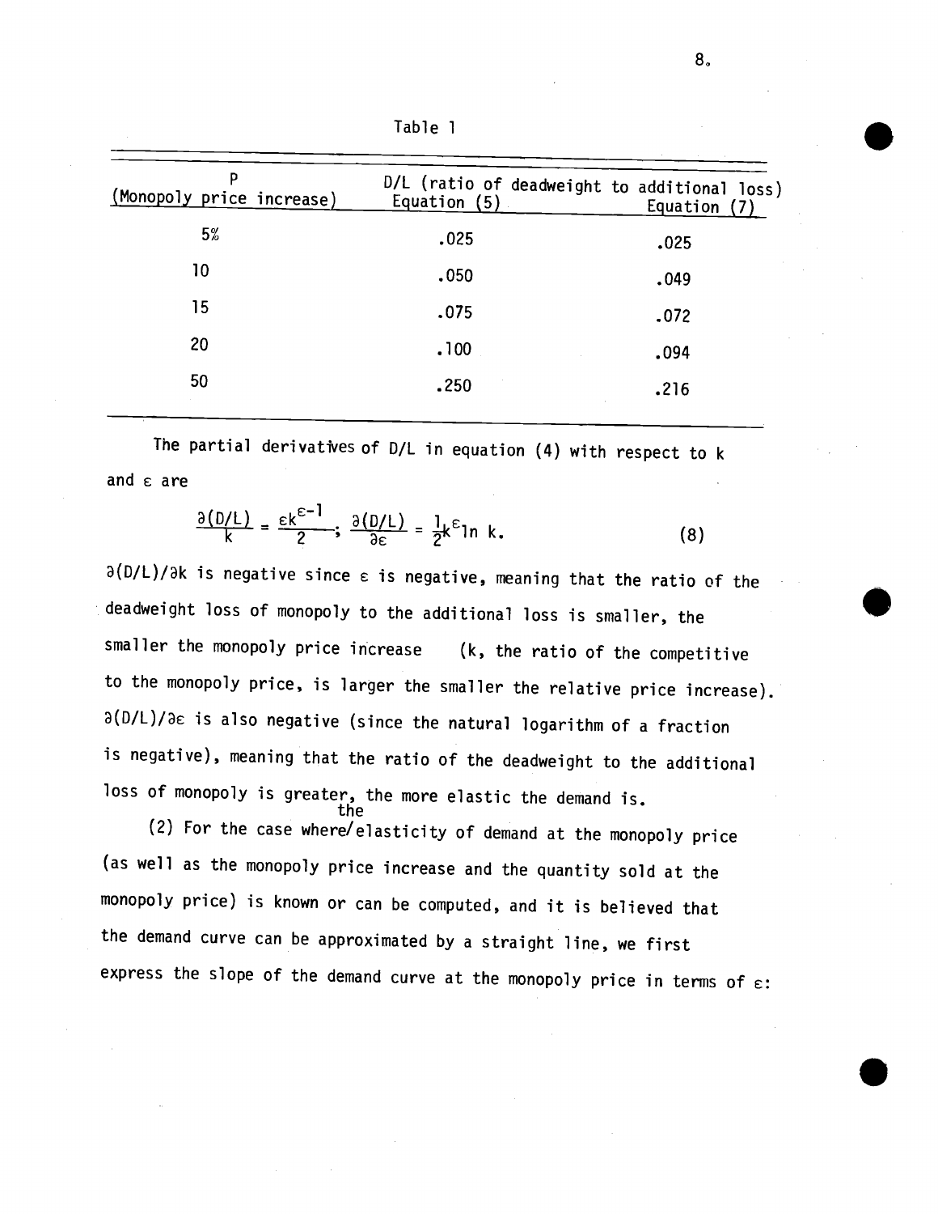Table 1

| P (Monopoly price increase) | D/L (ratio of deadweight to additional loss) Equation (5) | Equation (7) |
|---|---|---|
| 5% | .025 | .025 |
| 10 | .050 | .049 |
| 15 | .075 | .072 |
| 20 | .100 | .094 |
| 50 | .250 | .216 |

The partial derivatives of D/L in equation (4) with respect to k and $\varepsilon$ are

$$\frac{\partial(D/L)}{k} = \frac{\varepsilon k^{\varepsilon-1}}{2}; \quad \frac{\partial(D/L)}{\partial\varepsilon} = \frac{1}{2}k^{\varepsilon}\ln k. \tag{8}$$

$\partial(D/L)/\partial k$ is negative since $\varepsilon$ is negative, meaning that the ratio of the deadweight loss of monopoly to the additional loss is smaller, the smaller the monopoly price increase (k, the ratio of the competitive to the monopoly price, is larger the smaller the relative price increase). $\partial(D/L)/\partial\varepsilon$ is also negative (since the natural logarithm of a fraction is negative), meaning that the ratio of the deadweight to the additional loss of monopoly is greater, the more elastic the demand is.

(2) For the case where the elasticity of demand at the monopoly price (as well as the monopoly price increase and the quantity sold at the monopoly price) is known or can be computed, and it is believed that the demand curve can be approximated by a straight line, we first express the slope of the demand curve at the monopoly price in terms of $\varepsilon$: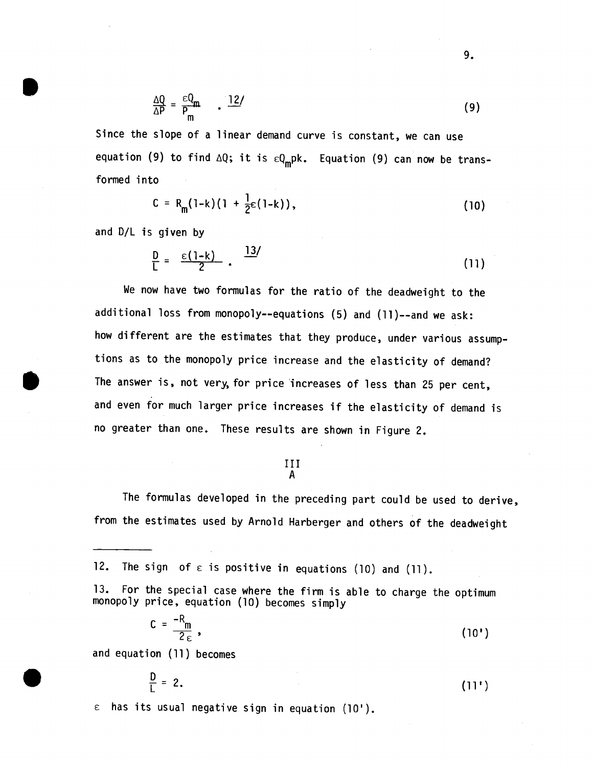$$\frac{\Delta Q}{\Delta P} = \frac{\varepsilon Q_m}{P_m} \quad . \text{[12]} \tag{9}$$

Since the slope of a linear demand curve is constant, we can use equation (9) to find $\Delta Q$; it is $\varepsilon Q_m pk$. Equation (9) can now be transformed into

$$C = R_m(1-k)(1 + \tfrac{1}{2}\varepsilon(1-k)), \tag{10}$$

and D/L is given by

$$\frac{D}{L} = \frac{\varepsilon(1-k)}{2} \quad . \text{[13]} \tag{11}$$

We now have two formulas for the ratio of the deadweight to the additional loss from monopoly--equations (5) and (11)--and we ask: how different are the estimates that they produce, under various assumptions as to the monopoly price increase and the elasticity of demand? The answer is, not very, for price increases of less than 25 per cent, and even for much larger price increases if the elasticity of demand is no greater than one. These results are shown in Figure 2.

## III

### A

The formulas developed in the preceding part could be used to derive, from the estimates used by Arnold Harberger and others of the deadweight

---

12. The sign of $\varepsilon$ is positive in equations (10) and (11).

13. For the special case where the firm is able to charge the optimum monopoly price, equation (10) becomes simply

$$C = \frac{-R_m}{2\varepsilon}, \tag{10'}$$

and equation (11) becomes

$$\frac{D}{L} = 2. \tag{11'}$$

$\varepsilon$ has its usual negative sign in equation (10').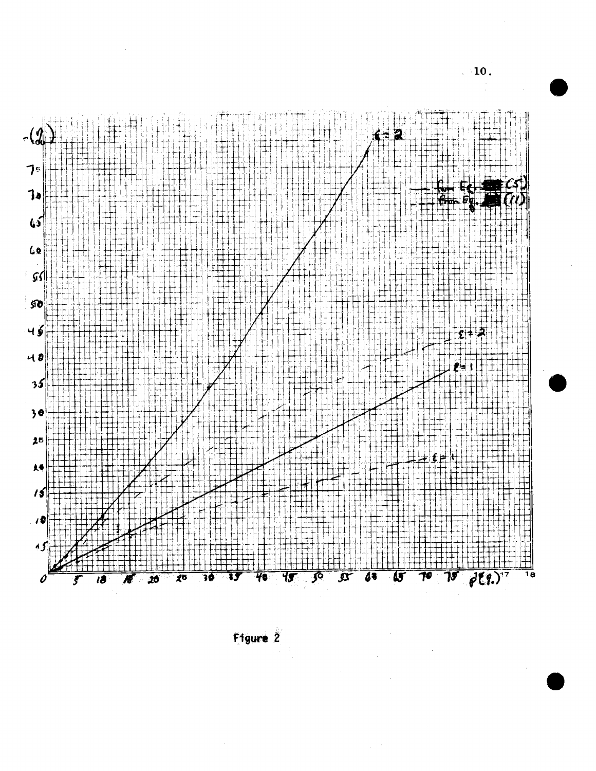Figure 2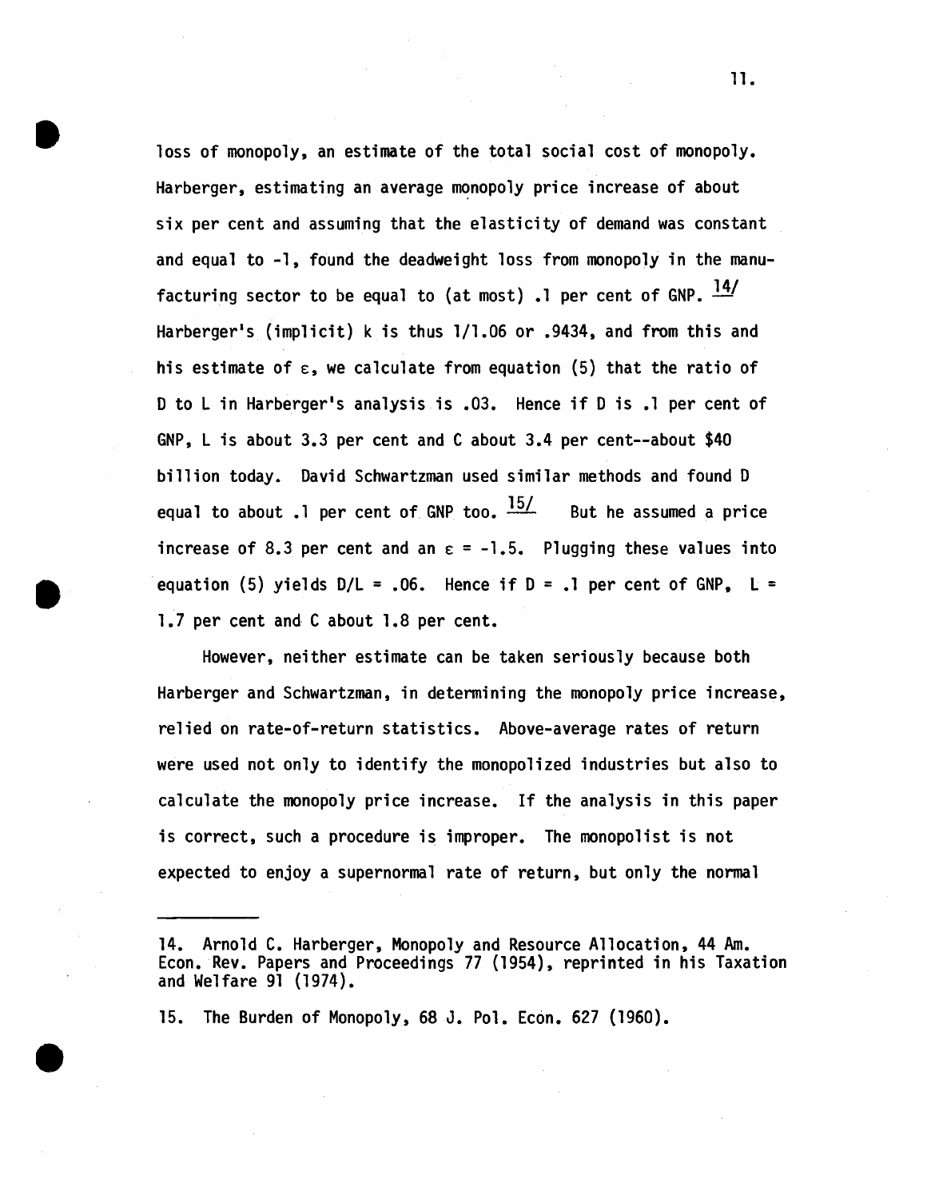loss of monopoly, an estimate of the total social cost of monopoly. Harberger, estimating an average monopoly price increase of about six per cent and assuming that the elasticity of demand was constant and equal to -1, found the deadweight loss from monopoly in the manufacturing sector to be equal to (at most) .1 per cent of GNP.[14] Harberger's (implicit) $k$ is thus 1/1.06 or .9434, and from this and his estimate of $\varepsilon$, we calculate from equation (5) that the ratio of D to L in Harberger's analysis is .03. Hence if D is .1 per cent of GNP, L is about 3.3 per cent and C about 3.4 per cent--about \$40 billion today. David Schwartzman used similar methods and found D equal to about .1 per cent of GNP too.[15] But he assumed a price increase of 8.3 per cent and an $\varepsilon = -1.5$. Plugging these values into equation (5) yields D/L = .06. Hence if D = .1 per cent of GNP, L = 1.7 per cent and C about 1.8 per cent.

However, neither estimate can be taken seriously because both Harberger and Schwartzman, in determining the monopoly price increase, relied on rate-of-return statistics. Above-average rates of return were used not only to identify the monopolized industries but also to calculate the monopoly price increase. If the analysis in this paper is correct, such a procedure is improper. The monopolist is not expected to enjoy a supernormal rate of return, but only the normal

---

14. Arnold C. Harberger, Monopoly and Resource Allocation, 44 Am. Econ. Rev. Papers and Proceedings 77 (1954), reprinted in his Taxation and Welfare 91 (1974).

15. The Burden of Monopoly, 68 J. Pol. Econ. 627 (1960).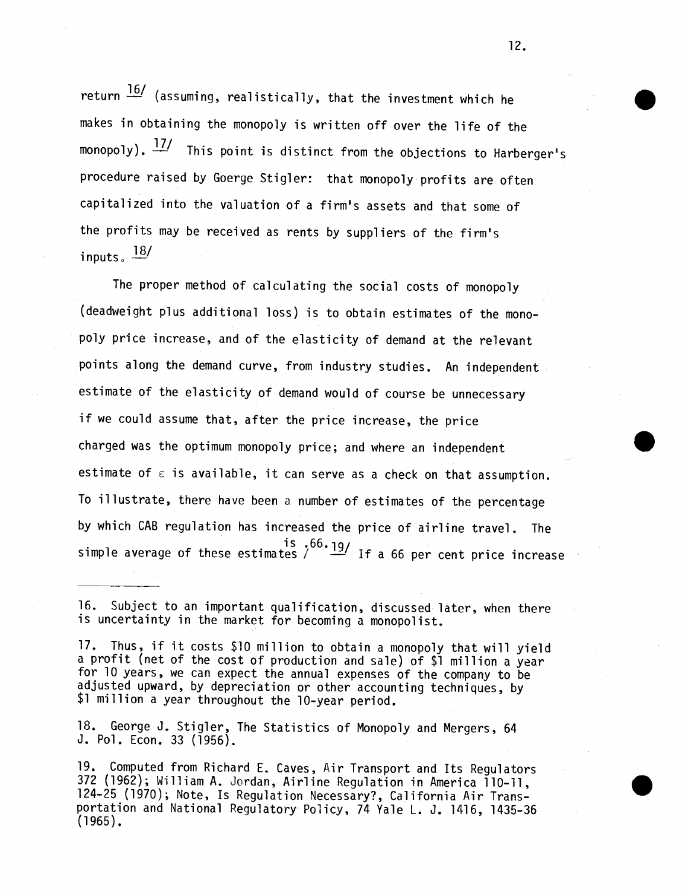return [16] (assuming, realistically, that the investment which he makes in obtaining the monopoly is written off over the life of the monopoly). [17] This point is distinct from the objections to Harberger's procedure raised by Goerge Stigler: that monopoly profits are often capitalized into the valuation of a firm's assets and that some of the profits may be received as rents by suppliers of the firm's inputs. [18]

The proper method of calculating the social costs of monopoly (deadweight plus additional loss) is to obtain estimates of the monopoly price increase, and of the elasticity of demand at the relevant points along the demand curve, from industry studies. An independent estimate of the elasticity of demand would of course be unnecessary if we could assume that, after the price increase, the price charged was the optimum monopoly price; and where an independent estimate of $\varepsilon$ is available, it can serve as a check on that assumption. To illustrate, there have been a number of estimates of the percentage by which CAB regulation has increased the price of airline travel. The simple average of these estimates is .66. [19] If a 66 per cent price increase

---

16. Subject to an important qualification, discussed later, when there is uncertainty in the market for becoming a monopolist.

17. Thus, if it costs $10 million to obtain a monopoly that will yield a profit (net of the cost of production and sale) of $1 million a year for 10 years, we can expect the annual expenses of the company to be adjusted upward, by depreciation or other accounting techniques, by $1 million a year throughout the 10-year period.

18. George J. Stigler, The Statistics of Monopoly and Mergers, 64 J. Pol. Econ. 33 (1956).

19. Computed from Richard E. Caves, Air Transport and Its Regulators 372 (1962); William A. Jordan, Airline Regulation in America 110-11, 124-25 (1970); Note, Is Regulation Necessary?, California Air Transportation and National Regulatory Policy, 74 Yale L. J. 1416, 1435-36 (1965).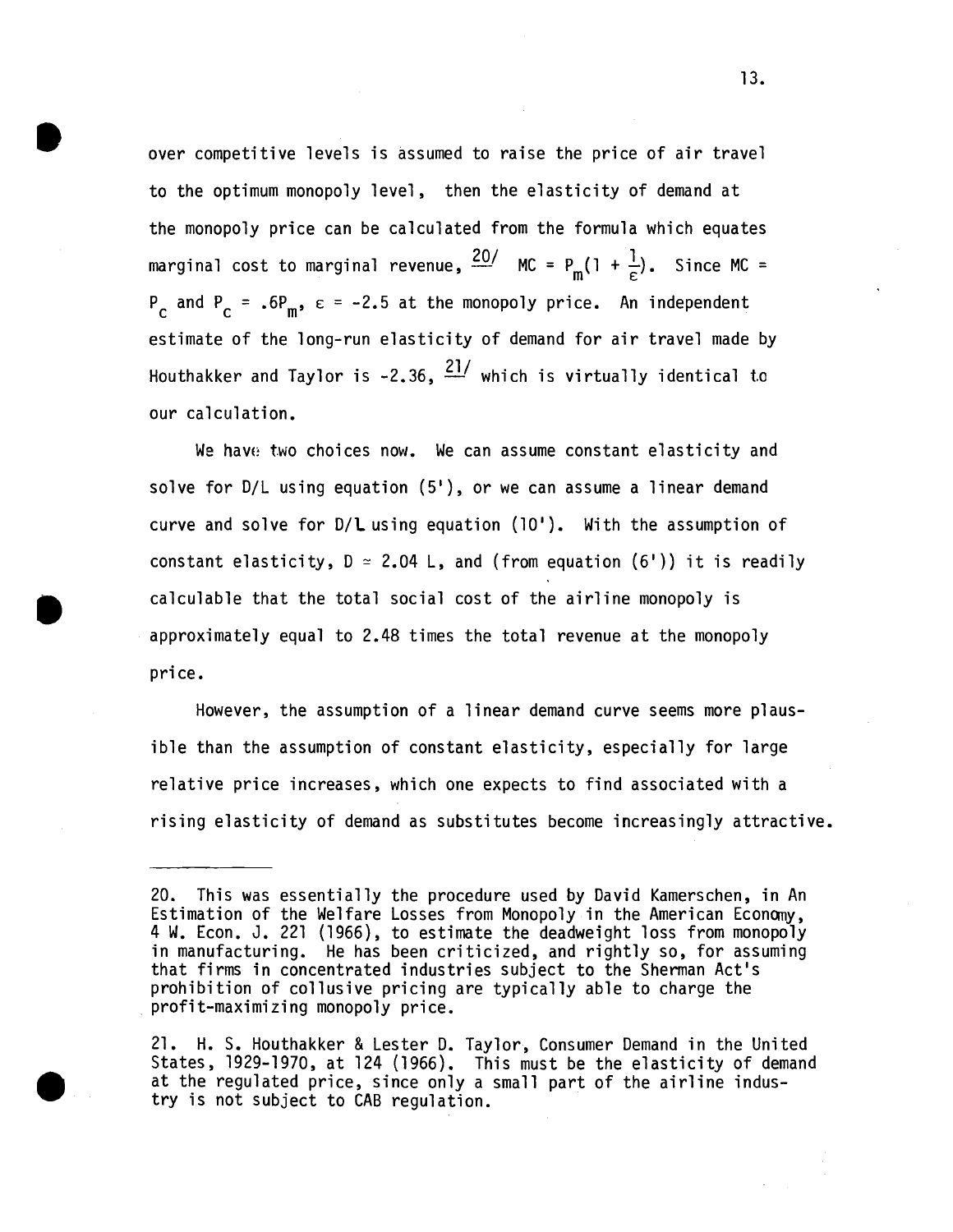over competitive levels is assumed to raise the price of air travel to the optimum monopoly level, then the elasticity of demand at the monopoly price can be calculated from the formula which equates marginal cost to marginal revenue,[20] $MC = P_m(1 + \frac{1}{\varepsilon})$. Since $MC = P_c$ and $P_c = .6P_m$, $\varepsilon = -2.5$ at the monopoly price. An independent estimate of the long-run elasticity of demand for air travel made by Houthakker and Taylor is -2.36,[21] which is virtually identical to our calculation.

We have two choices now. We can assume constant elasticity and solve for D/L using equation (5'), or we can assume a linear demand curve and solve for D/L using equation (10'). With the assumption of constant elasticity, $D \simeq 2.04\ L$, and (from equation (6')) it is readily calculable that the total social cost of the airline monopoly is approximately equal to 2.48 times the total revenue at the monopoly price.

However, the assumption of a linear demand curve seems more plausible than the assumption of constant elasticity, especially for large relative price increases, which one expects to find associated with a rising elasticity of demand as substitutes become increasingly attractive.

---

20. This was essentially the procedure used by David Kamerschen, in An Estimation of the Welfare Losses from Monopoly in the American Economy, 4 W. Econ. J. 221 (1966), to estimate the deadweight loss from monopoly in manufacturing. He has been criticized, and rightly so, for assuming that firms in concentrated industries subject to the Sherman Act's prohibition of collusive pricing are typically able to charge the profit-maximizing monopoly price.

21. H. S. Houthakker & Lester D. Taylor, Consumer Demand in the United States, 1929-1970, at 124 (1966). This must be the elasticity of demand at the regulated price, since only a small part of the airline industry is not subject to CAB regulation.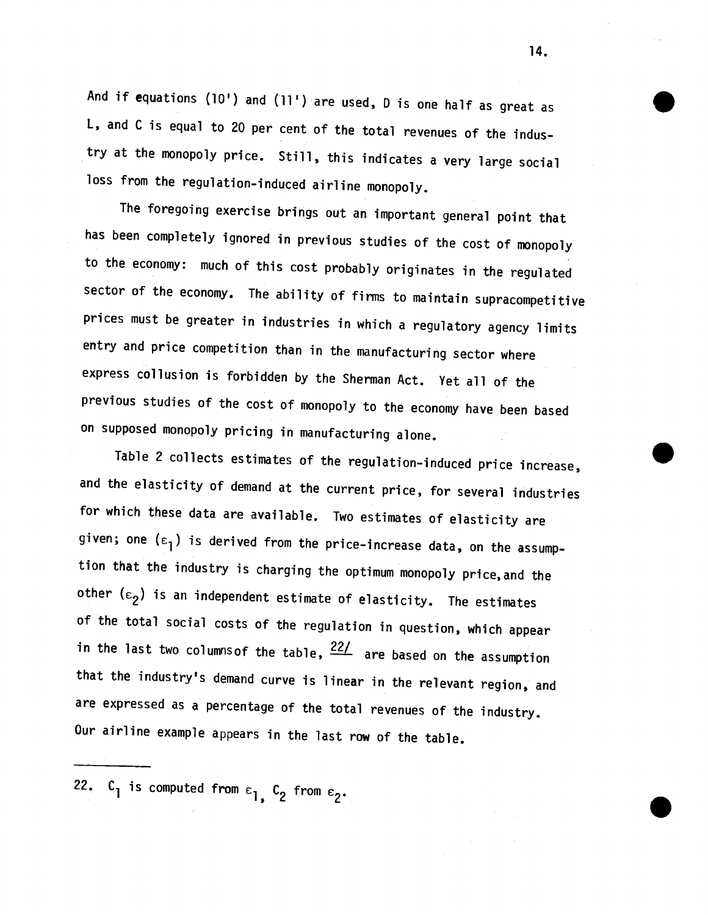And if equations (10') and (11') are used, D is one half as great as L, and C is equal to 20 per cent of the total revenues of the industry at the monopoly price. Still, this indicates a very large social loss from the regulation-induced airline monopoly.

The foregoing exercise brings out an important general point that has been completely ignored in previous studies of the cost of monopoly to the economy: much of this cost probably originates in the regulated sector of the economy. The ability of firms to maintain supracompetitive prices must be greater in industries in which a regulatory agency limits entry and price competition than in the manufacturing sector where express collusion is forbidden by the Sherman Act. Yet all of the previous studies of the cost of monopoly to the economy have been based on supposed monopoly pricing in manufacturing alone.

Table 2 collects estimates of the regulation-induced price increase, and the elasticity of demand at the current price, for several industries for which these data are available. Two estimates of elasticity are given; one ($\varepsilon_1$) is derived from the price-increase data, on the assumption that the industry is charging the optimum monopoly price, and the other ($\varepsilon_2$) is an independent estimate of elasticity. The estimates of the total social costs of the regulation in question, which appear in the last two columns of the table, [22] are based on the assumption that the industry's demand curve is linear in the relevant region, and are expressed as a percentage of the total revenues of the industry. Our airline example appears in the last row of the table.

---

22. $C_1$ is computed from $\varepsilon_1$, $C_2$ from $\varepsilon_2$.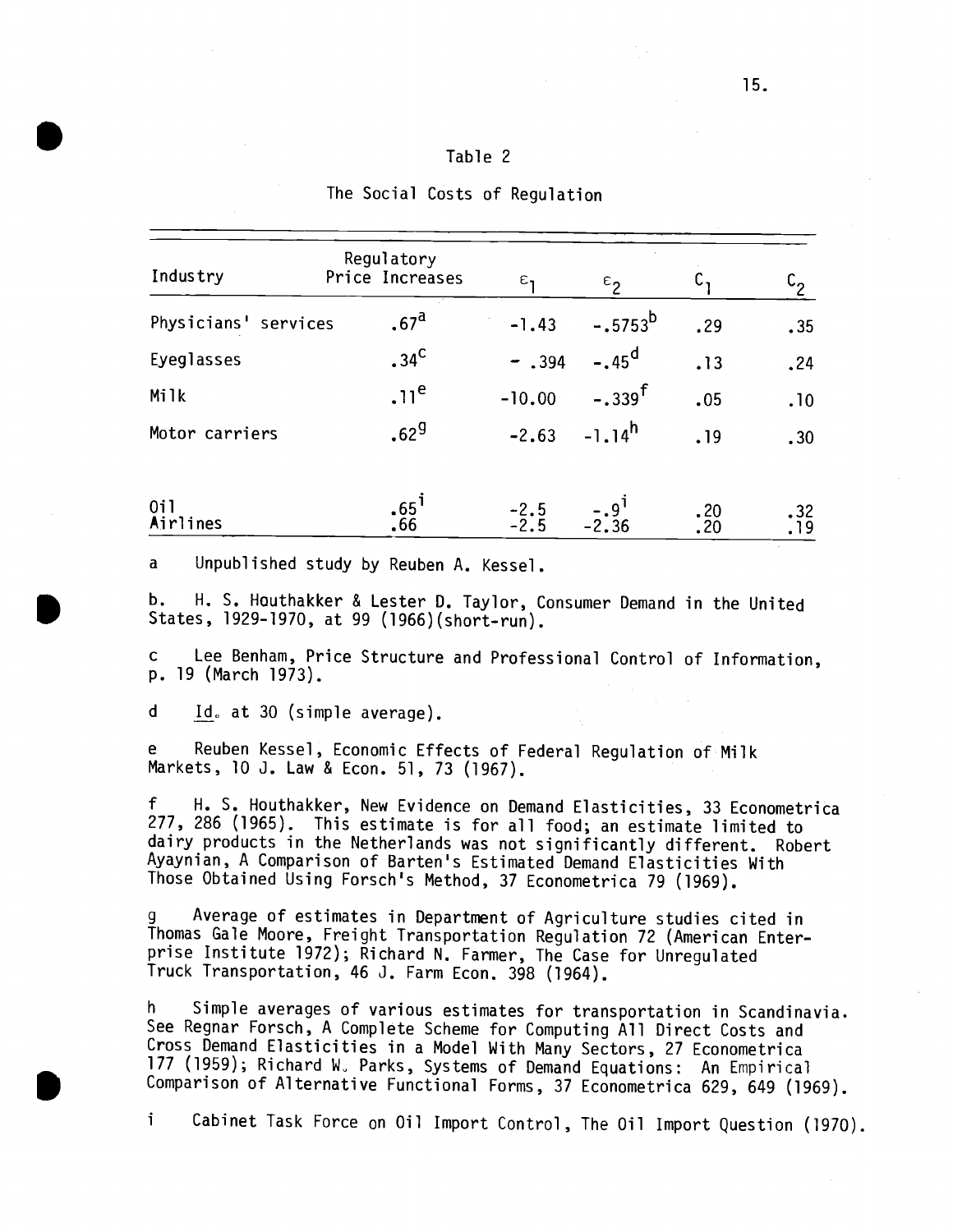## Table 2

### The Social Costs of Regulation

| Industry | Regulatory Price Increases | $\varepsilon_1$ | $\varepsilon_2$ | $C_1$ | $C_2$ |
|---|---|---|---|---|---|
| Physicians' services | .67[a] | -1.43 | -.5753[b] | .29 | .35 |
| Eyeglasses | .34[c] | - .394 | -.45[d] | .13 | .24 |
| Milk | .11[e] | -10.00 | -.339[f] | .05 | .10 |
| Motor carriers | .62[g] | -2.63 | -1.14[h] | .19 | .30 |
| Oil | .65[i] | -2.5 | -.9[i] | .20 | .32 |
| Airlines | .66 | -2.5 | -2.36 | .20 | .19 |

a Unpublished study by Reuben A. Kessel.

b. H. S. Houthakker & Lester D. Taylor, Consumer Demand in the United States, 1929-1970, at 99 (1966)(short-run).

c Lee Benham, Price Structure and Professional Control of Information, p. 19 (March 1973).

d Id. at 30 (simple average).

e Reuben Kessel, Economic Effects of Federal Regulation of Milk Markets, 10 J. Law & Econ. 51, 73 (1967).

f H. S. Houthakker, New Evidence on Demand Elasticities, 33 Econometrica 277, 286 (1965). This estimate is for all food; an estimate limited to dairy products in the Netherlands was not significantly different. Robert Ayaynian, A Comparison of Barten's Estimated Demand Elasticities With Those Obtained Using Forsch's Method, 37 Econometrica 79 (1969).

g Average of estimates in Department of Agriculture studies cited in Thomas Gale Moore, Freight Transportation Regulation 72 (American Enterprise Institute 1972); Richard N. Farmer, The Case for Unregulated Truck Transportation, 46 J. Farm Econ. 398 (1964).

h Simple averages of various estimates for transportation in Scandinavia. See Regnar Forsch, A Complete Scheme for Computing All Direct Costs and Cross Demand Elasticities in a Model With Many Sectors, 27 Econometrica 177 (1959); Richard W. Parks, Systems of Demand Equations: An Empirical Comparison of Alternative Functional Forms, 37 Econometrica 629, 649 (1969).

i Cabinet Task Force on Oil Import Control, The Oil Import Question (1970).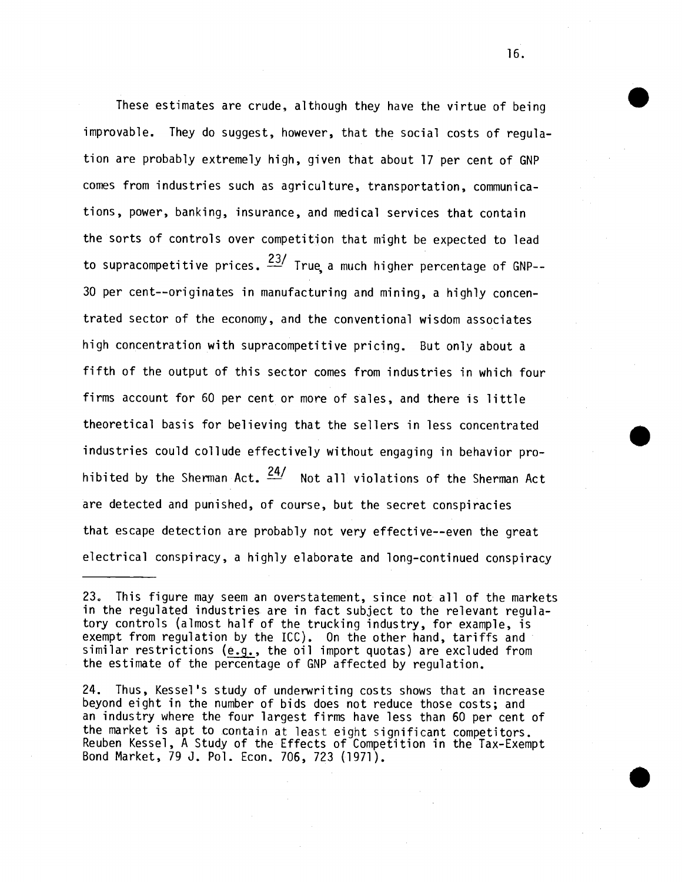These estimates are crude, although they have the virtue of being improvable. They do suggest, however, that the social costs of regulation are probably extremely high, given that about 17 per cent of GNP comes from industries such as agriculture, transportation, communications, power, banking, insurance, and medical services that contain the sorts of controls over competition that might be expected to lead to supracompetitive prices. [23] True, a much higher percentage of GNP--30 per cent--originates in manufacturing and mining, a highly concentrated sector of the economy, and the conventional wisdom associates high concentration with supracompetitive pricing. But only about a fifth of the output of this sector comes from industries in which four firms account for 60 per cent or more of sales, and there is little theoretical basis for believing that the sellers in less concentrated industries could collude effectively without engaging in behavior prohibited by the Sherman Act. [24] Not all violations of the Sherman Act are detected and punished, of course, but the secret conspiracies that escape detection are probably not very effective--even the great electrical conspiracy, a highly elaborate and long-continued conspiracy

---

23. This figure may seem an overstatement, since not all of the markets in the regulated industries are in fact subject to the relevant regulatory controls (almost half of the trucking industry, for example, is exempt from regulation by the ICC). On the other hand, tariffs and similar restrictions (e.g., the oil import quotas) are excluded from the estimate of the percentage of GNP affected by regulation.

24. Thus, Kessel's study of underwriting costs shows that an increase beyond eight in the number of bids does not reduce those costs; and an industry where the four largest firms have less than 60 per cent of the market is apt to contain at least eight significant competitors. Reuben Kessel, A Study of the Effects of Competition in the Tax-Exempt Bond Market, 79 J. Pol. Econ. 706, 723 (1971).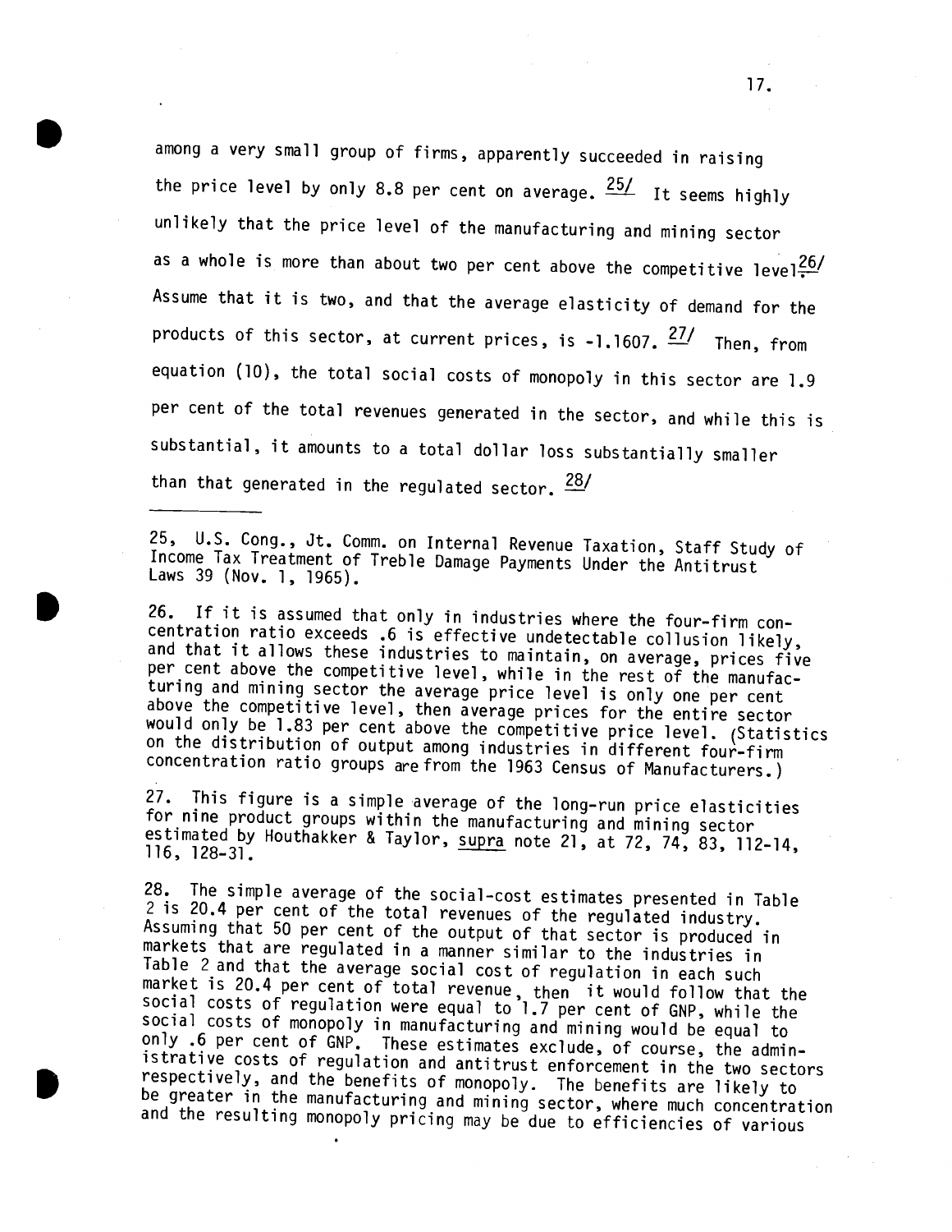among a very small group of firms, apparently succeeded in raising the price level by only 8.8 per cent on average. [25] It seems highly unlikely that the price level of the manufacturing and mining sector as a whole is more than about two per cent above the competitive level.[26] Assume that it is two, and that the average elasticity of demand for the products of this sector, at current prices, is -1.1607. [27] Then, from equation (10), the total social costs of monopoly in this sector are 1.9 per cent of the total revenues generated in the sector, and while this is substantial, it amounts to a total dollar loss substantially smaller than that generated in the regulated sector. [28]

---

25, U.S. Cong., Jt. Comm. on Internal Revenue Taxation, Staff Study of Income Tax Treatment of Treble Damage Payments Under the Antitrust Laws 39 (Nov. 1, 1965).

26. If it is assumed that only in industries where the four-firm concentration ratio exceeds .6 is effective undetectable collusion likely, and that it allows these industries to maintain, on average, prices five per cent above the competitive level, while in the rest of the manufacturing and mining sector the average price level is only one per cent above the competitive level, then average prices for the entire sector would only be 1.83 per cent above the competitive price level. (Statistics on the distribution of output among industries in different four-firm concentration ratio groups are from the 1963 Census of Manufacturers.)

27. This figure is a simple average of the long-run price elasticities for nine product groups within the manufacturing and mining sector estimated by Houthakker & Taylor, supra note 21, at 72, 74, 83, 112-14, 116, 128-31.

28. The simple average of the social-cost estimates presented in Table 2 is 20.4 per cent of the total revenues of the regulated industry. Assuming that 50 per cent of the output of that sector is produced in markets that are regulated in a manner similar to the industries in Table 2 and that the average social cost of regulation in each such market is 20.4 per cent of total revenue, then it would follow that the social costs of regulation were equal to 1.7 per cent of GNP, while the social costs of monopoly in manufacturing and mining would be equal to only .6 per cent of GNP. These estimates exclude, of course, the administrative costs of regulation and antitrust enforcement in the two sectors respectively, and the benefits of monopoly. The benefits are likely to be greater in the manufacturing and mining sector, where much concentration and the resulting monopoly pricing may be due to efficiencies of various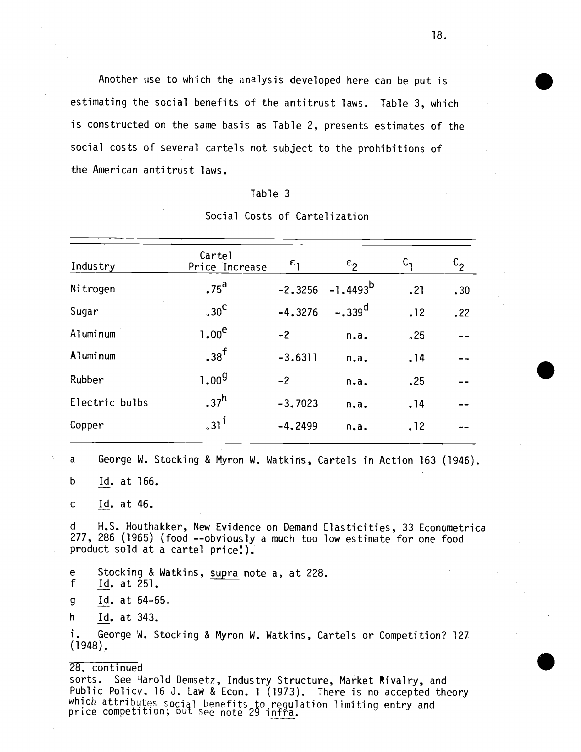Another use to which the analysis developed here can be put is estimating the social benefits of the antitrust laws. Table 3, which is constructed on the same basis as Table 2, presents estimates of the social costs of several cartels not subject to the prohibitions of the American antitrust laws.

Table 3

Social Costs of Cartelization

| Industry | Cartel Price Increase | $\varepsilon_1$ | $\varepsilon_2$ | $C_1$ | $C_2$ |
|---|---|---|---|---|---|
| Nitrogen | .75[a] | -2.3256 | -1.4493[b] | .21 | .30 |
| Sugar | .30[c] | -4.3276 | -.339[d] | .12 | .22 |
| Aluminum | 1.00[e] | -2 | n.a. | .25 | -- |
| Aluminum | .38[f] | -3.6311 | n.a. | .14 | -- |
| Rubber | 1.00[g] | -2 | n.a. | .25 | -- |
| Electric bulbs | .37[h] | -3.7023 | n.a. | .14 | -- |
| Copper | .31[i] | -4.2499 | n.a. | .12 | -- |

a George W. Stocking & Myron W. Watkins, Cartels in Action 163 (1946).

b Id. at 166.

c Id. at 46.

d H.S. Houthakker, New Evidence on Demand Elasticities, 33 Econometrica 277, 286 (1965) (food --obviously a much too low estimate for one food product sold at a cartel price!).

e Stocking & Watkins, supra note a, at 228.

f Id. at 251.

g Id. at 64-65.

h Id. at 343.

i. George W. Stocking & Myron W. Watkins, Cartels or Competition? 127 (1948).

28. continued
sorts. See Harold Demsetz, Industry Structure, Market Rivalry, and Public Policy, 16 J. Law & Econ. 1 (1973). There is no accepted theory which attributes social benefits to regulation limiting entry and price competition; but see note 29 infra.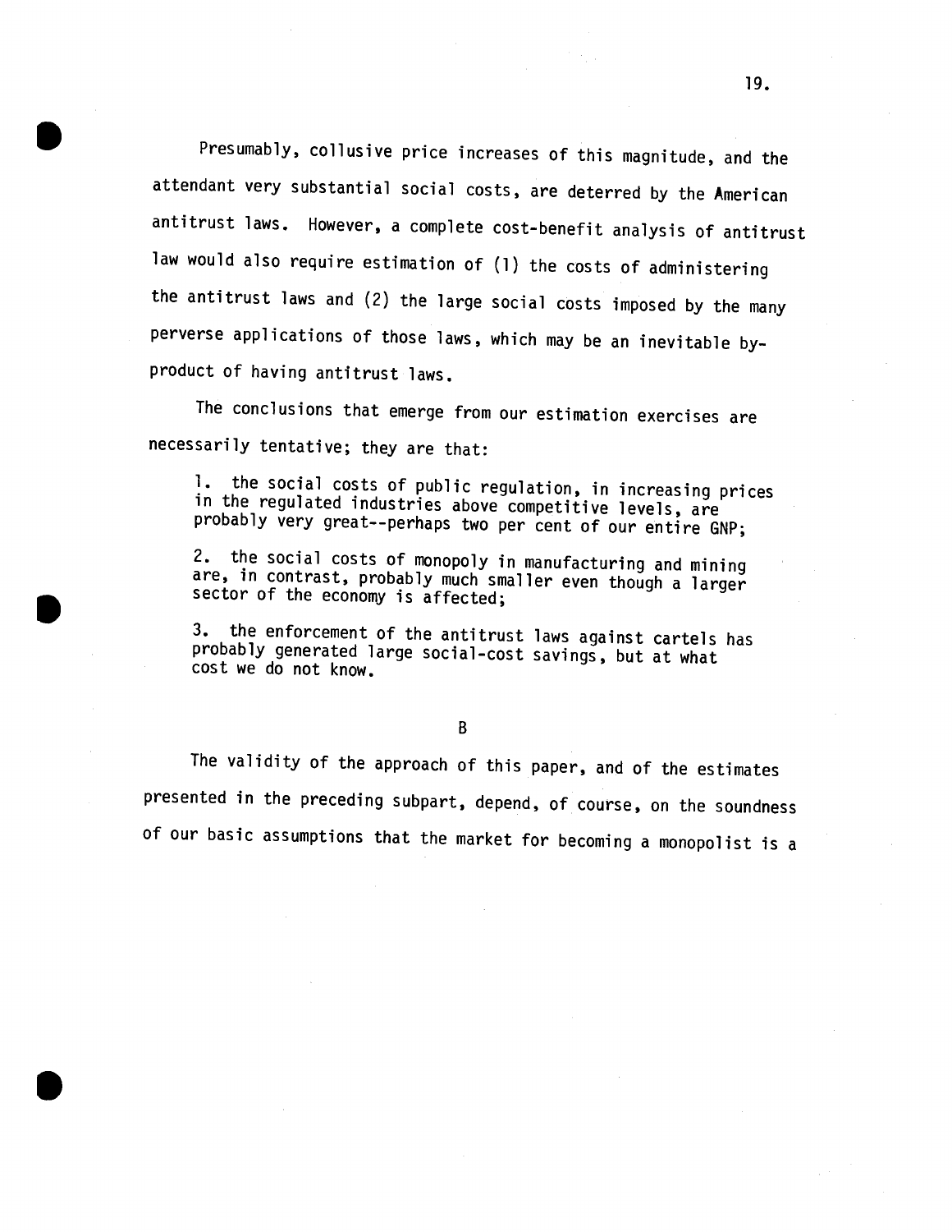Presumably, collusive price increases of this magnitude, and the attendant very substantial social costs, are deterred by the American antitrust laws. However, a complete cost-benefit analysis of antitrust law would also require estimation of (1) the costs of administering the antitrust laws and (2) the large social costs imposed by the many perverse applications of those laws, which may be an inevitable by-product of having antitrust laws.

The conclusions that emerge from our estimation exercises are necessarily tentative; they are that:

> 1. the social costs of public regulation, in increasing prices in the regulated industries above competitive levels, are probably very great--perhaps two per cent of our entire GNP;
>
> 2. the social costs of monopoly in manufacturing and mining are, in contrast, probably much smaller even though a larger sector of the economy is affected;
>
> 3. the enforcement of the antitrust laws against cartels has probably generated large social-cost savings, but at what cost we do not know.

## B

The validity of the approach of this paper, and of the estimates presented in the preceding subpart, depend, of course, on the soundness of our basic assumptions that the market for becoming a monopolist is a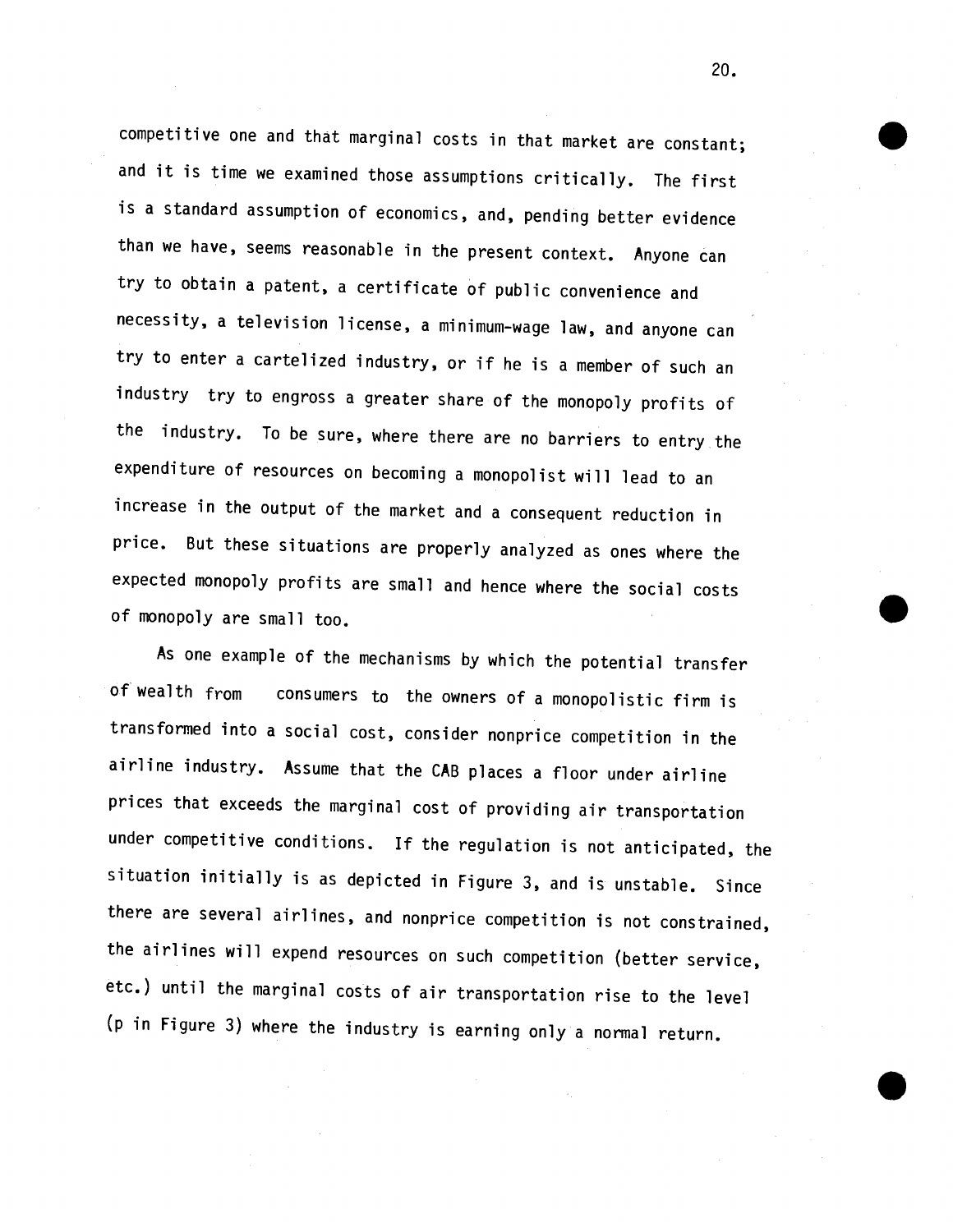competitive one and that marginal costs in that market are constant; and it is time we examined those assumptions critically. The first is a standard assumption of economics, and, pending better evidence than we have, seems reasonable in the present context. Anyone can try to obtain a patent, a certificate of public convenience and necessity, a television license, a minimum-wage law, and anyone can try to enter a cartelized industry, or if he is a member of such an industry try to engross a greater share of the monopoly profits of the industry. To be sure, where there are no barriers to entry the expenditure of resources on becoming a monopolist will lead to an increase in the output of the market and a consequent reduction in price. But these situations are properly analyzed as ones where the expected monopoly profits are small and hence where the social costs of monopoly are small too.

As one example of the mechanisms by which the potential transfer of wealth from consumers to the owners of a monopolistic firm is transformed into a social cost, consider nonprice competition in the airline industry. Assume that the CAB places a floor under airline prices that exceeds the marginal cost of providing air transportation under competitive conditions. If the regulation is not anticipated, the situation initially is as depicted in Figure 3, and is unstable. Since there are several airlines, and nonprice competition is not constrained, the airlines will expend resources on such competition (better service, etc.) until the marginal costs of air transportation rise to the level ($p$ in Figure 3) where the industry is earning only a normal return.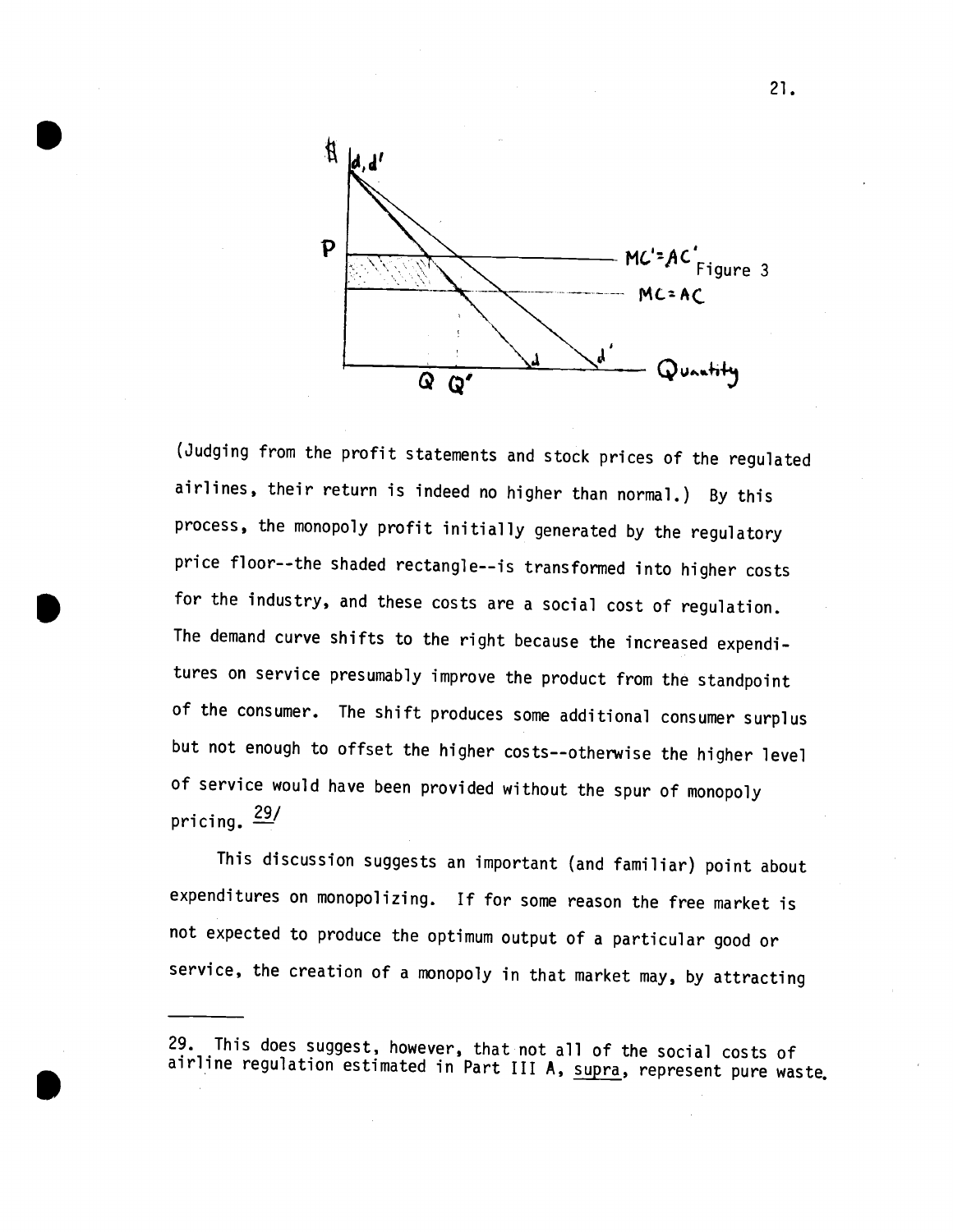Figure 3

(Judging from the profit statements and stock prices of the regulated airlines, their return is indeed no higher than normal.) By this process, the monopoly profit initially generated by the regulatory price floor--the shaded rectangle--is transformed into higher costs for the industry, and these costs are a social cost of regulation. The demand curve shifts to the right because the increased expenditures on service presumably improve the product from the standpoint of the consumer. The shift produces some additional consumer surplus but not enough to offset the higher costs--otherwise the higher level of service would have been provided without the spur of monopoly pricing. [29]

This discussion suggests an important (and familiar) point about expenditures on monopolizing. If for some reason the free market is not expected to produce the optimum output of a particular good or service, the creation of a monopoly in that market may, by attracting

---

29. This does suggest, however, that not all of the social costs of airline regulation estimated in Part III A, <u>supra</u>, represent pure waste.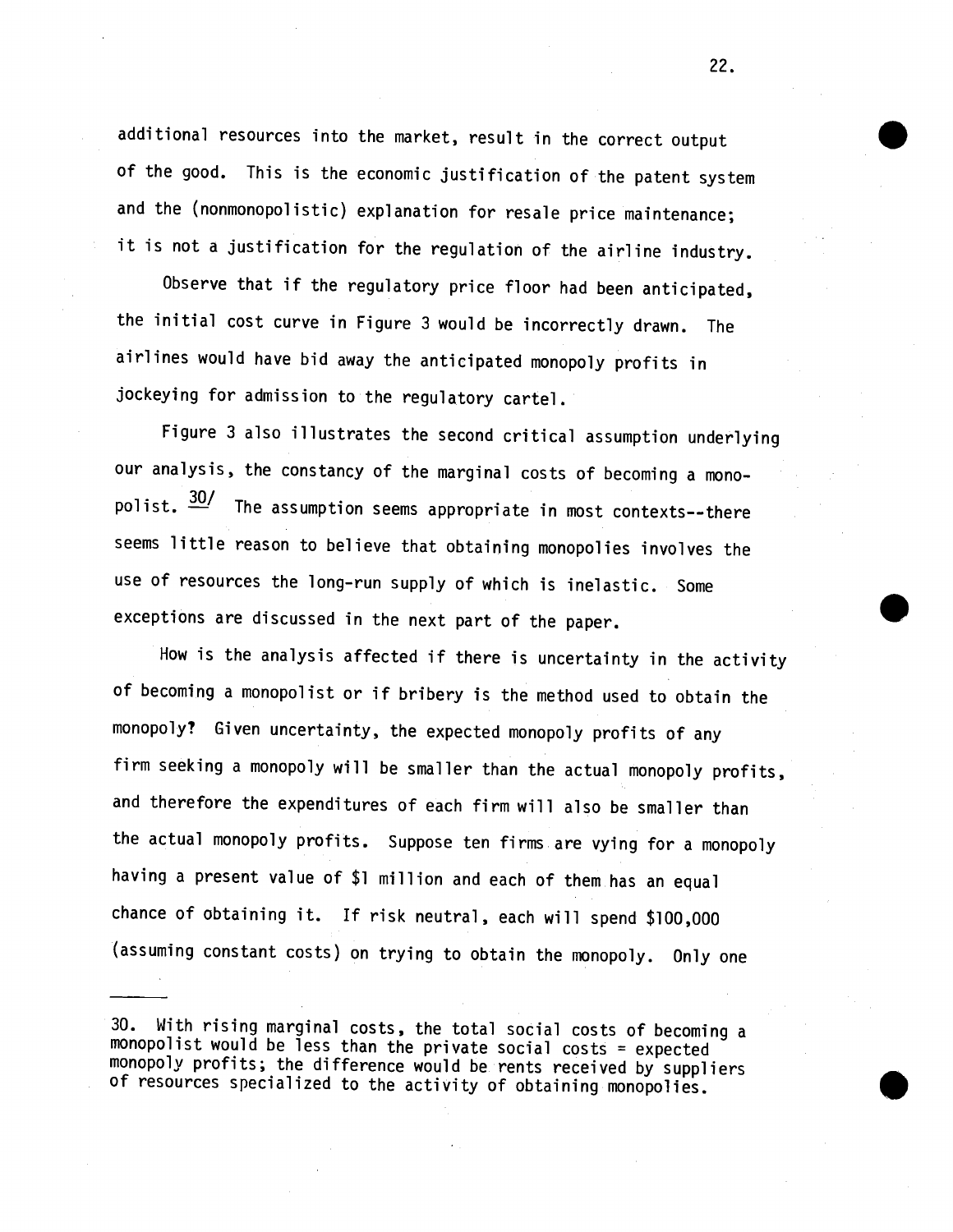additional resources into the market, result in the correct output of the good. This is the economic justification of the patent system and the (nonmonopolistic) explanation for resale price maintenance; it is not a justification for the regulation of the airline industry.

Observe that if the regulatory price floor had been anticipated, the initial cost curve in Figure 3 would be incorrectly drawn. The airlines would have bid away the anticipated monopoly profits in jockeying for admission to the regulatory cartel.

Figure 3 also illustrates the second critical assumption underlying our analysis, the constancy of the marginal costs of becoming a monopolist.[30] The assumption seems appropriate in most contexts--there seems little reason to believe that obtaining monopolies involves the use of resources the long-run supply of which is inelastic. Some exceptions are discussed in the next part of the paper.

How is the analysis affected if there is uncertainty in the activity of becoming a monopolist or if bribery is the method used to obtain the monopoly? Given uncertainty, the expected monopoly profits of any firm seeking a monopoly will be smaller than the actual monopoly profits, and therefore the expenditures of each firm will also be smaller than the actual monopoly profits. Suppose ten firms are vying for a monopoly having a present value of $1 million and each of them has an equal chance of obtaining it. If risk neutral, each will spend $100,000 (assuming constant costs) on trying to obtain the monopoly. Only one

---

30. With rising marginal costs, the total social costs of becoming a monopolist would be less than the private social costs = expected monopoly profits; the difference would be rents received by suppliers of resources specialized to the activity of obtaining monopolies.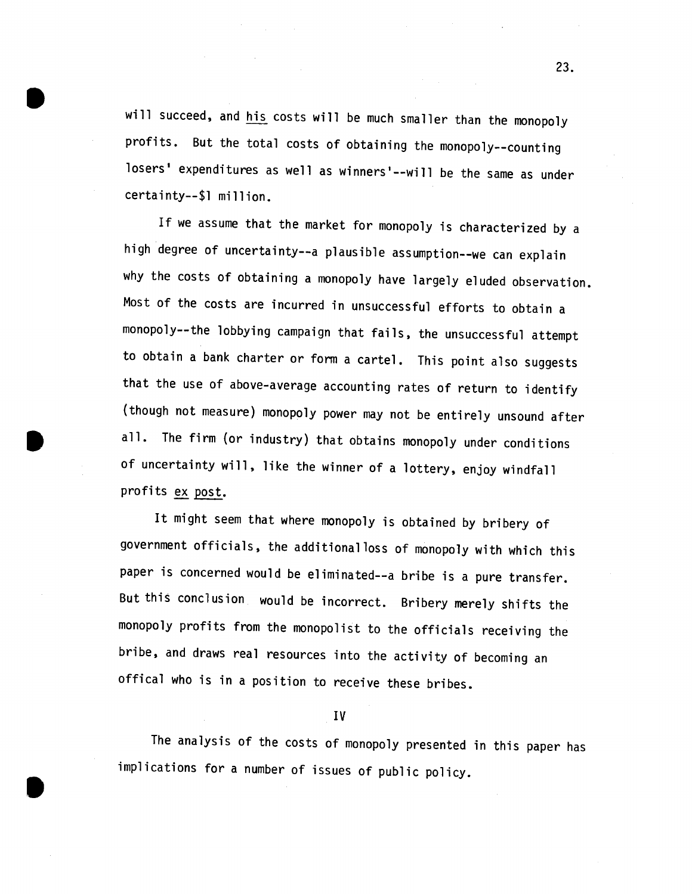will succeed, and *his* costs will be much smaller than the monopoly profits. But the total costs of obtaining the monopoly--counting losers' expenditures as well as winners'--will be the same as under certainty--$1 million.

If we assume that the market for monopoly is characterized by a high degree of uncertainty--a plausible assumption--we can explain why the costs of obtaining a monopoly have largely eluded observation. Most of the costs are incurred in unsuccessful efforts to obtain a monopoly--the lobbying campaign that fails, the unsuccessful attempt to obtain a bank charter or form a cartel. This point also suggests that the use of above-average accounting rates of return to identify (though not measure) monopoly power may not be entirely unsound after all. The firm (or industry) that obtains monopoly under conditions of uncertainty will, like the winner of a lottery, enjoy windfall profits *ex post*.

It might seem that where monopoly is obtained by bribery of government officials, the additionalloss of monopoly with which this paper is concerned would be eliminated--a bribe is a pure transfer. But this conclusion would be incorrect. Bribery merely shifts the monopoly profits from the monopolist to the officials receiving the bribe, and draws real resources into the activity of becoming an offical who is in a position to receive these bribes.

## IV

The analysis of the costs of monopoly presented in this paper has implications for a number of issues of public policy.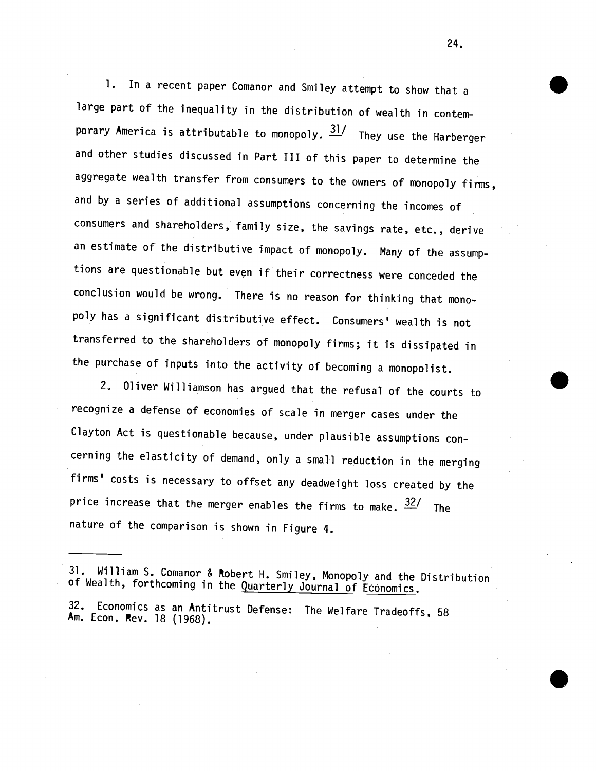1. In a recent paper Comanor and Smiley attempt to show that a large part of the inequality in the distribution of wealth in contemporary America is attributable to monopoly. [31] They use the Harberger and other studies discussed in Part III of this paper to determine the aggregate wealth transfer from consumers to the owners of monopoly firms, and by a series of additional assumptions concerning the incomes of consumers and shareholders, family size, the savings rate, etc., derive an estimate of the distributive impact of monopoly. Many of the assumptions are questionable but even if their correctness were conceded the conclusion would be wrong. There is no reason for thinking that monopoly has a significant distributive effect. Consumers' wealth is not transferred to the shareholders of monopoly firms; it is dissipated in the purchase of inputs into the activity of becoming a monopolist.

2. Oliver Williamson has argued that the refusal of the courts to recognize a defense of economies of scale in merger cases under the Clayton Act is questionable because, under plausible assumptions concerning the elasticity of demand, only a small reduction in the merging firms' costs is necessary to offset any deadweight loss created by the price increase that the merger enables the firms to make. [32] The nature of the comparison is shown in Figure 4.

---

31. William S. Comanor & Robert H. Smiley, Monopoly and the Distribution of Wealth, forthcoming in the Quarterly Journal of Economics.

32. Economics as an Antitrust Defense: The Welfare Tradeoffs, 58 Am. Econ. Rev. 18 (1968).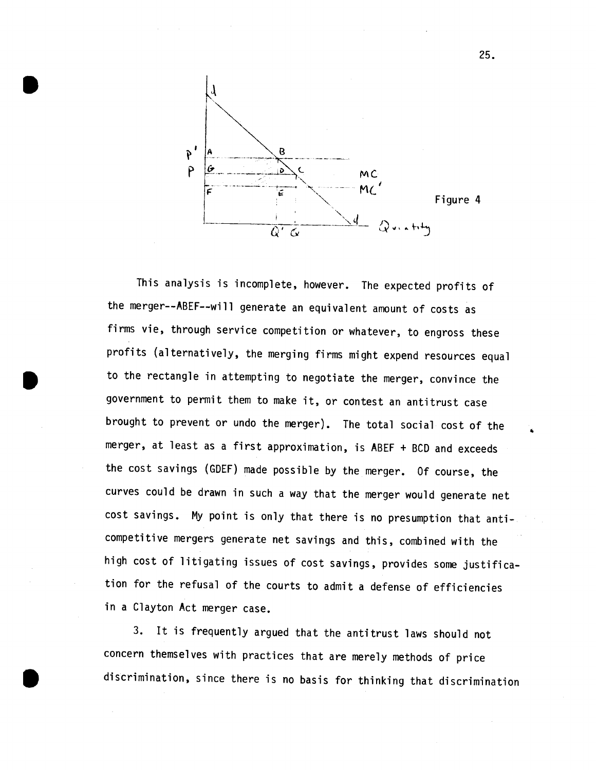Figure 4

This analysis is incomplete, however. The expected profits of the merger--ABEF--will generate an equivalent amount of costs as firms vie, through service competition or whatever, to engross these profits (alternatively, the merging firms might expend resources equal to the rectangle in attempting to negotiate the merger, convince the government to permit them to make it, or contest an antitrust case brought to prevent or undo the merger). The total social cost of the merger, at least as a first approximation, is ABEF + BCD and exceeds the cost savings (GDEF) made possible by the merger. Of course, the curves could be drawn in such a way that the merger would generate net cost savings. My point is only that there is no presumption that anti-competitive mergers generate net savings and this, combined with the high cost of litigating issues of cost savings, provides some justification for the refusal of the courts to admit a defense of efficiencies in a Clayton Act merger case.

3. It is frequently argued that the antitrust laws should not concern themselves with practices that are merely methods of price discrimination, since there is no basis for thinking that discrimination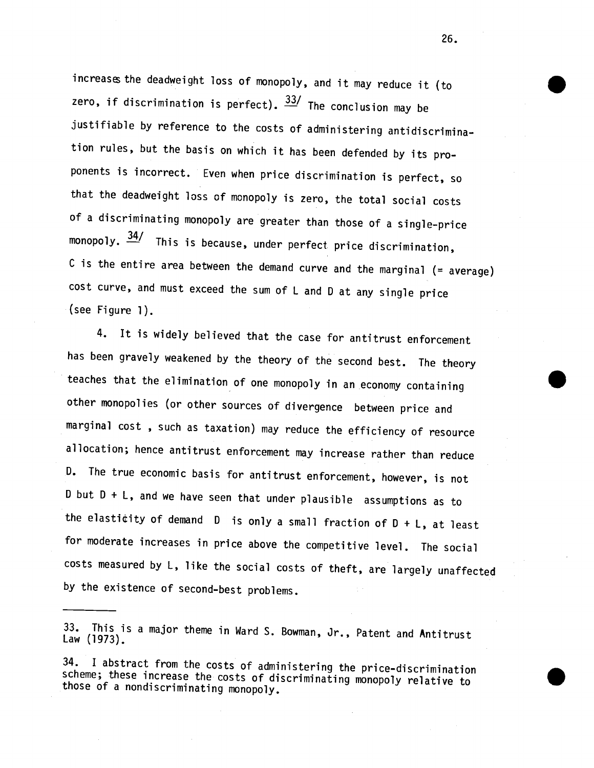increases the deadweight loss of monopoly, and it may reduce it (to zero, if discrimination is perfect). [33] The conclusion may be justifiable by reference to the costs of administering antidiscrimination rules, but the basis on which it has been defended by its proponents is incorrect. Even when price discrimination is perfect, so that the deadweight loss of monopoly is zero, the total social costs of a discriminating monopoly are greater than those of a single-price monopoly. [34] This is because, under perfect price discrimination, C is the entire area between the demand curve and the marginal (= average) cost curve, and must exceed the sum of L and D at any single price (see Figure 1).

4. It is widely believed that the case for antitrust enforcement has been gravely weakened by the theory of the second best. The theory teaches that the elimination of one monopoly in an economy containing other monopolies (or other sources of divergence between price and marginal cost , such as taxation) may reduce the efficiency of resource allocation; hence antitrust enforcement may increase rather than reduce D. The true economic basis for antitrust enforcement, however, is not D but D + L, and we have seen that under plausible assumptions as to the elasticity of demand D is only a small fraction of D + L, at least for moderate increases in price above the competitive level. The social costs measured by L, like the social costs of theft, are largely unaffected by the existence of second-best problems.

---

33. This is a major theme in Ward S. Bowman, Jr., Patent and Antitrust Law (1973).

34. I abstract from the costs of administering the price-discrimination scheme; these increase the costs of discriminating monopoly relative to those of a nondiscriminating monopoly.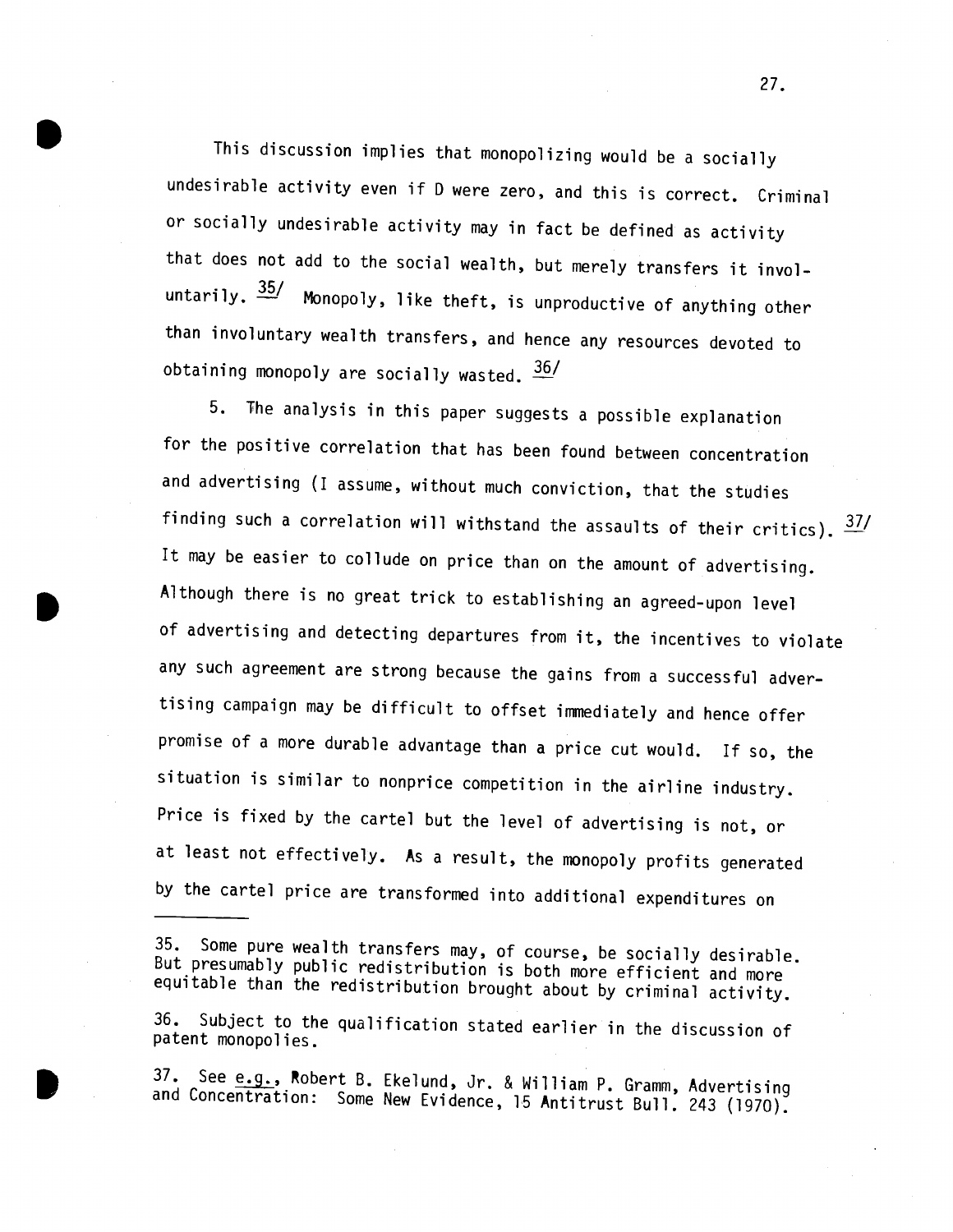This discussion implies that monopolizing would be a socially undesirable activity even if D were zero, and this is correct. Criminal or socially undesirable activity may in fact be defined as activity that does not add to the social wealth, but merely transfers it involuntarily.[35] Monopoly, like theft, is unproductive of anything other than involuntary wealth transfers, and hence any resources devoted to obtaining monopoly are socially wasted.[36]

5. The analysis in this paper suggests a possible explanation for the positive correlation that has been found between concentration and advertising (I assume, without much conviction, that the studies finding such a correlation will withstand the assaults of their critics).[37] It may be easier to collude on price than on the amount of advertising. Although there is no great trick to establishing an agreed-upon level of advertising and detecting departures from it, the incentives to violate any such agreement are strong because the gains from a successful advertising campaign may be difficult to offset immediately and hence offer promise of a more durable advantage than a price cut would. If so, the situation is similar to nonprice competition in the airline industry. Price is fixed by the cartel but the level of advertising is not, or at least not effectively. As a result, the monopoly profits generated by the cartel price are transformed into additional expenditures on

---

35. Some pure wealth transfers may, of course, be socially desirable. But presumably public redistribution is both more efficient and more equitable than the redistribution brought about by criminal activity.

36. Subject to the qualification stated earlier in the discussion of patent monopolies.

37. See e.g., Robert B. Ekelund, Jr. & William P. Gramm, Advertising and Concentration: Some New Evidence, 15 Antitrust Bull. 243 (1970).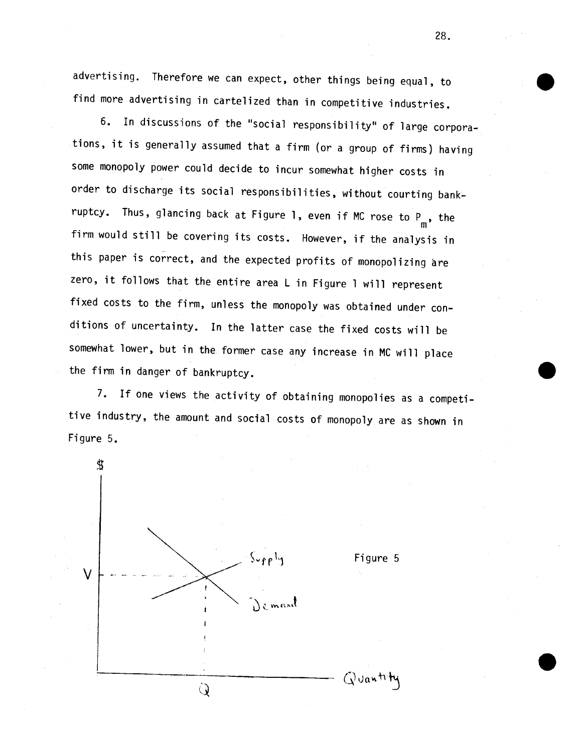advertising. Therefore we can expect, other things being equal, to find more advertising in cartelized than in competitive industries.

6. In discussions of the "social responsibility" of large corporations, it is generally assumed that a firm (or a group of firms) having some monopoly power could decide to incur somewhat higher costs in order to discharge its social responsibilities, without courting bankruptcy. Thus, glancing back at Figure 1, even if MC rose to $P_m$, the firm would still be covering its costs. However, if the analysis in this paper is correct, and the expected profits of monopolizing are zero, it follows that the entire area L in Figure 1 will represent fixed costs to the firm, unless the monopoly was obtained under conditions of uncertainty. In the latter case the fixed costs will be somewhat lower, but in the former case any increase in MC will place the firm in danger of bankruptcy.

7. If one views the activity of obtaining monopolies as a competitive industry, the amount and social costs of monopoly are as shown in Figure 5.

Figure 5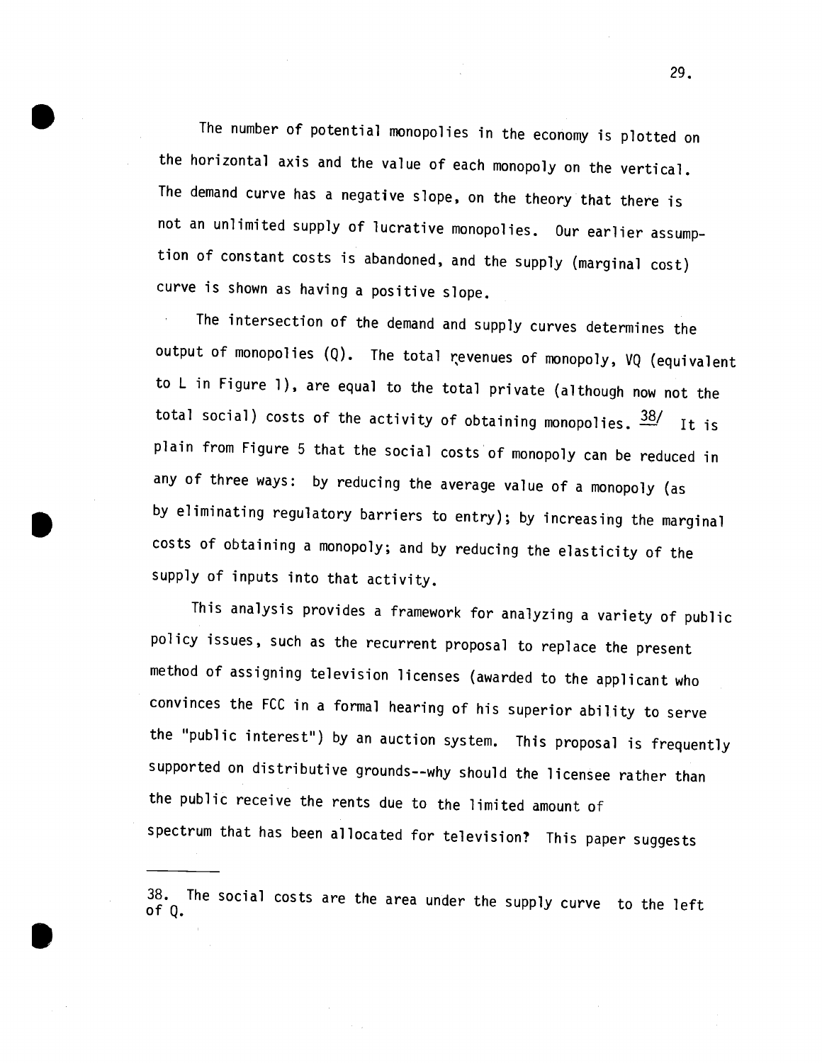The number of potential monopolies in the economy is plotted on the horizontal axis and the value of each monopoly on the vertical. The demand curve has a negative slope, on the theory that there is not an unlimited supply of lucrative monopolies. Our earlier assumption of constant costs is abandoned, and the supply (marginal cost) curve is shown as having a positive slope.

The intersection of the demand and supply curves determines the output of monopolies (Q). The total revenues of monopoly, VQ (equivalent to L in Figure 1), are equal to the total private (although now not the total social) costs of the activity of obtaining monopolies.[38] It is plain from Figure 5 that the social costs of monopoly can be reduced in any of three ways: by reducing the average value of a monopoly (as by eliminating regulatory barriers to entry); by increasing the marginal costs of obtaining a monopoly; and by reducing the elasticity of the supply of inputs into that activity.

This analysis provides a framework for analyzing a variety of public policy issues, such as the recurrent proposal to replace the present method of assigning television licenses (awarded to the applicant who convinces the FCC in a formal hearing of his superior ability to serve the "public interest") by an auction system. This proposal is frequently supported on distributive grounds--why should the licensee rather than the public receive the rents due to the limited amount of spectrum that has been allocated for television? This paper suggests

---

38. The social costs are the area under the supply curve to the left of Q.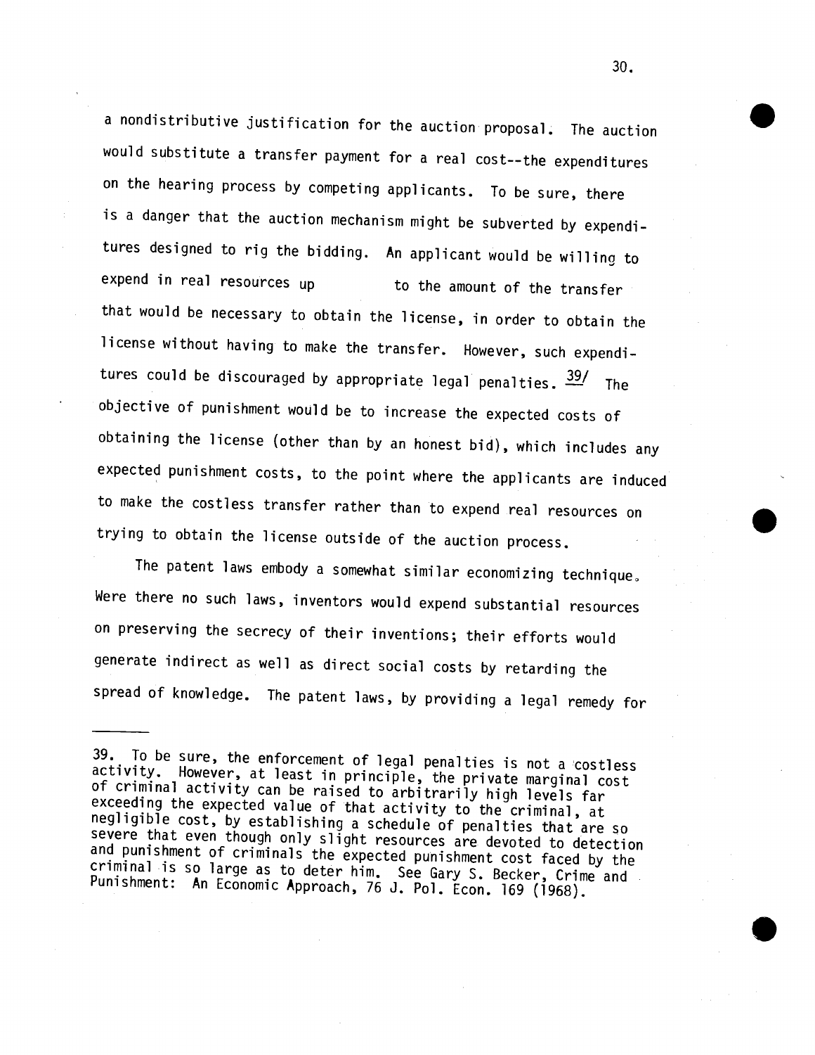a nondistributive justification for the auction proposal. The auction would substitute a transfer payment for a real cost--the expenditures on the hearing process by competing applicants. To be sure, there is a danger that the auction mechanism might be subverted by expenditures designed to rig the bidding. An applicant would be willing to expend in real resources up to the amount of the transfer that would be necessary to obtain the license, in order to obtain the license without having to make the transfer. However, such expenditures could be discouraged by appropriate legal penalties. [39] The objective of punishment would be to increase the expected costs of obtaining the license (other than by an honest bid), which includes any expected punishment costs, to the point where the applicants are induced to make the costless transfer rather than to expend real resources on trying to obtain the license outside of the auction process.

The patent laws embody a somewhat similar economizing technique. Were there no such laws, inventors would expend substantial resources on preserving the secrecy of their inventions; their efforts would generate indirect as well as direct social costs by retarding the spread of knowledge. The patent laws, by providing a legal remedy for

---

39. To be sure, the enforcement of legal penalties is not a costless activity. However, at least in principle, the private marginal cost of criminal activity can be raised to arbitrarily high levels far exceeding the expected value of that activity to the criminal, at negligible cost, by establishing a schedule of penalties that are so severe that even though only slight resources are devoted to detection and punishment of criminals the expected punishment cost faced by the criminal is so large as to deter him. See Gary S. Becker, Crime and Punishment: An Economic Approach, 76 J. Pol. Econ. 169 (1968).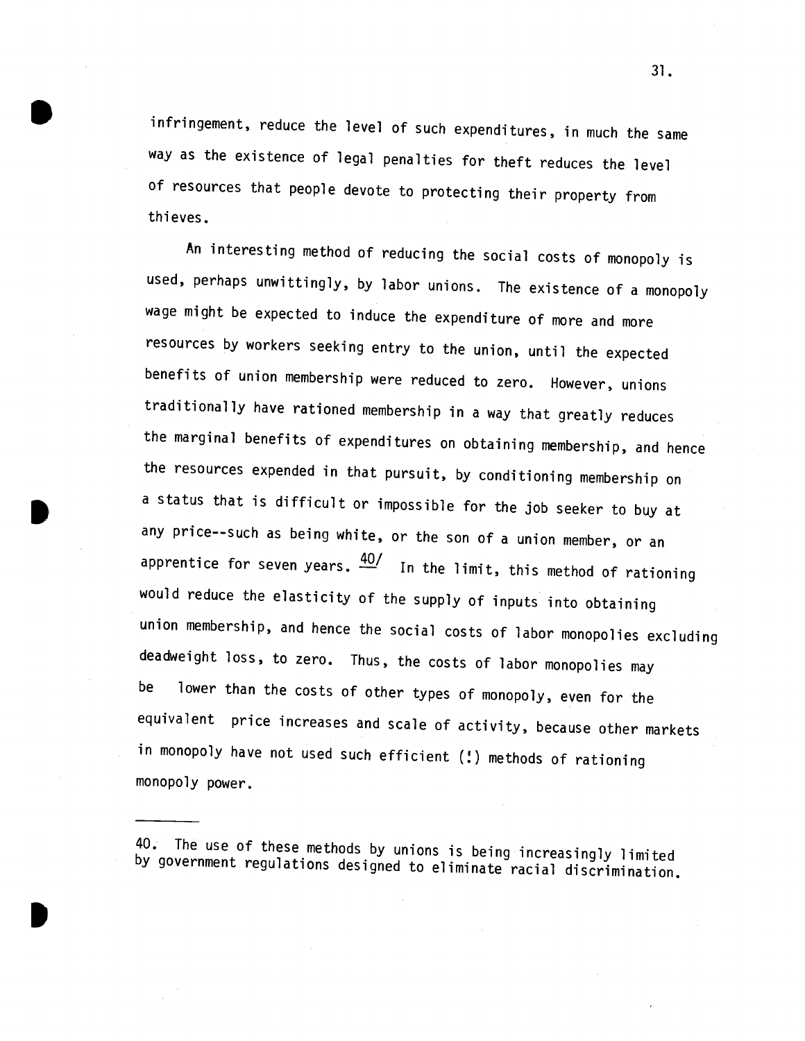infringement, reduce the level of such expenditures, in much the same way as the existence of legal penalties for theft reduces the level of resources that people devote to protecting their property from thieves.

An interesting method of reducing the social costs of monopoly is used, perhaps unwittingly, by labor unions. The existence of a monopoly wage might be expected to induce the expenditure of more and more resources by workers seeking entry to the union, until the expected benefits of union membership were reduced to zero. However, unions traditionally have rationed membership in a way that greatly reduces the marginal benefits of expenditures on obtaining membership, and hence the resources expended in that pursuit, by conditioning membership on a status that is difficult or impossible for the job seeker to buy at any price--such as being white, or the son of a union member, or an apprentice for seven years. [40] In the limit, this method of rationing would reduce the elasticity of the supply of inputs into obtaining union membership, and hence the social costs of labor monopolies excluding deadweight loss, to zero. Thus, the costs of labor monopolies may be lower than the costs of other types of monopoly, even for the equivalent price increases and scale of activity, because other markets in monopoly have not used such efficient (!) methods of rationing monopoly power.

---

40. The use of these methods by unions is being increasingly limited by government regulations designed to eliminate racial discrimination.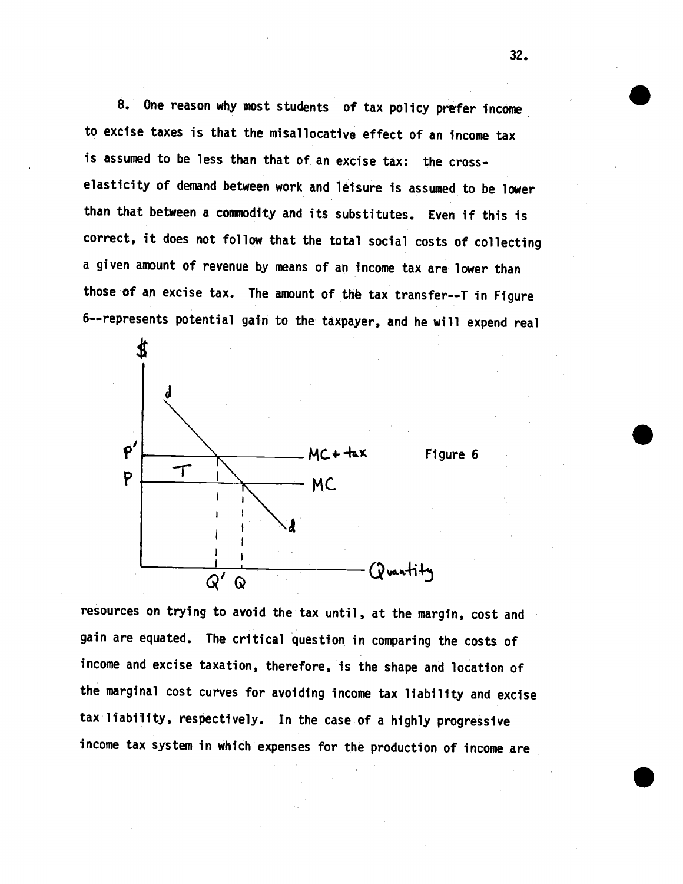8. One reason why most students of tax policy prefer income to excise taxes is that the misallocative effect of an income tax is assumed to be less than that of an excise tax: the cross-elasticity of demand between work and leisure is assumed to be lower than that between a commodity and its substitutes. Even if this is correct, it does not follow that the total social costs of collecting a given amount of revenue by means of an income tax are lower than those of an excise tax. The amount of the tax transfer--T in Figure 6--represents potential gain to the taxpayer, and he will expend real

Figure 6

resources on trying to avoid the tax until, at the margin, cost and gain are equated. The critical question in comparing the costs of income and excise taxation, therefore, is the shape and location of the marginal cost curves for avoiding income tax liability and excise tax liability, respectively. In the case of a highly progressive income tax system in which expenses for the production of income are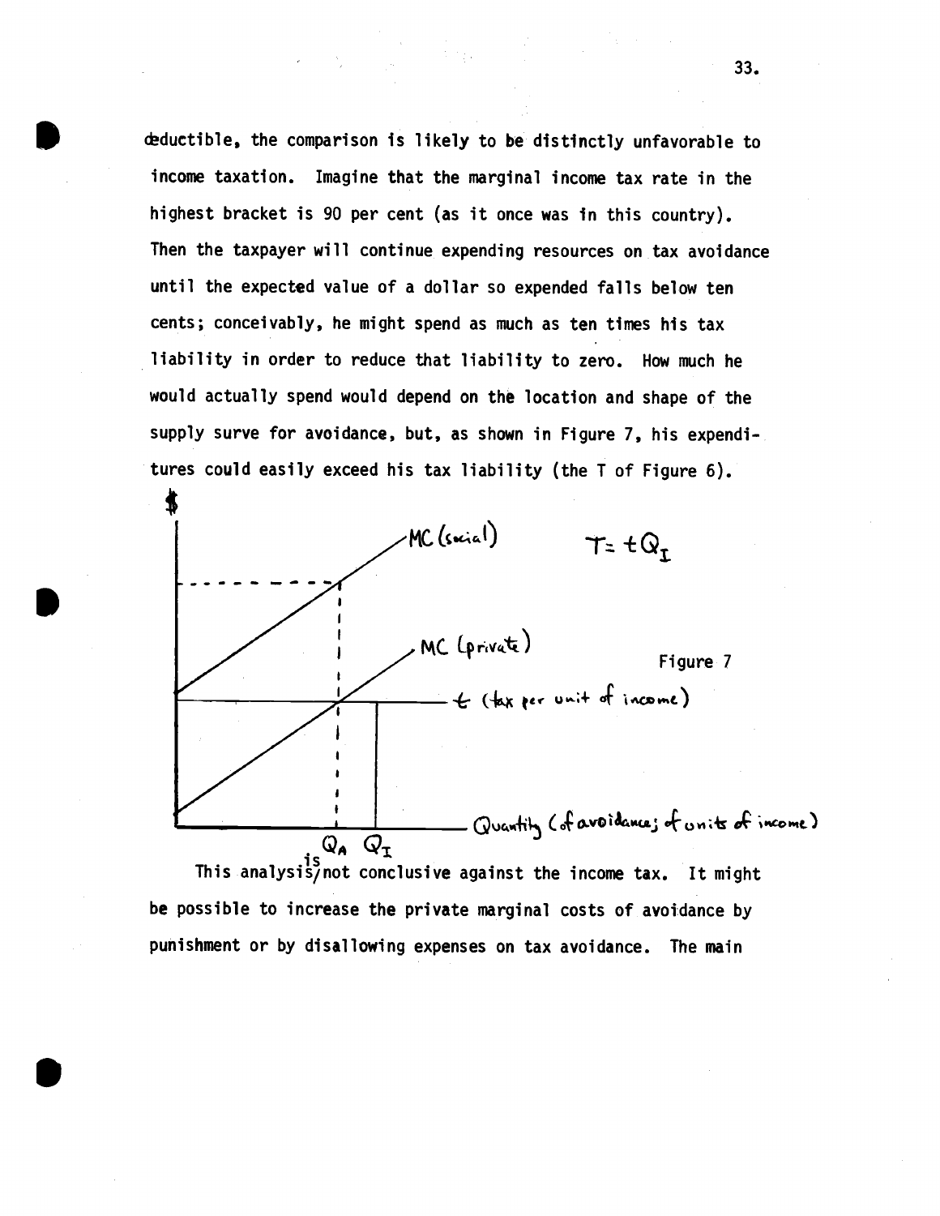deductible, the comparison is likely to be distinctly unfavorable to income taxation. Imagine that the marginal income tax rate in the highest bracket is 90 per cent (as it once was in this country). Then the taxpayer will continue expending resources on tax avoidance until the expected value of a dollar so expended falls below ten cents; conceivably, he might spend as much as ten times his tax liability in order to reduce that liability to zero. How much he would actually spend would depend on the location and shape of the supply surve for avoidance, but, as shown in Figure 7, his expenditures could easily exceed his tax liability (the T of Figure 6).

$T = tQ_I$

Figure 7

This analysis is not conclusive against the income tax. It might be possible to increase the private marginal costs of avoidance by punishment or by disallowing expenses on tax avoidance. The main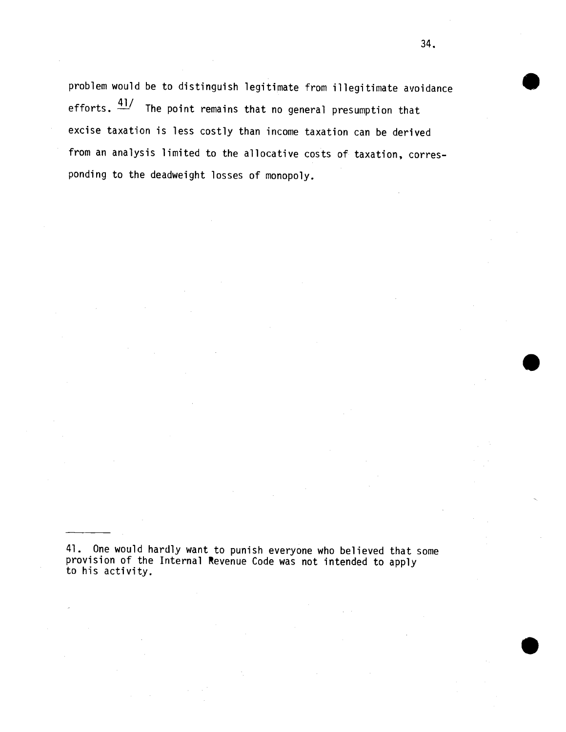problem would be to distinguish legitimate from illegitimate avoidance efforts.[41] The point remains that no general presumption that excise taxation is less costly than income taxation can be derived from an analysis limited to the allocative costs of taxation, corresponding to the deadweight losses of monopoly.

---

41. One would hardly want to punish everyone who believed that some provision of the Internal Revenue Code was not intended to apply to his activity.